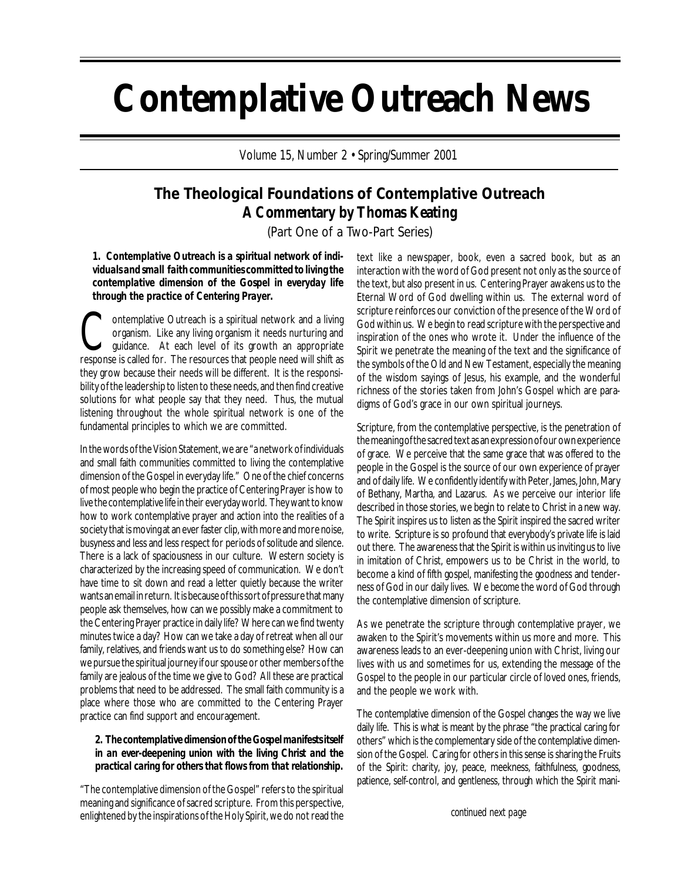# Contemplative Outreach News

Volume 15, Number 2 • Spring/Summer 2001

## The Theological Foundations of Contemplative Outreach
### *A Commentary by Thomas Keating*

(Part One of a Two-Part Series)

***1. Contemplative Outreach is a spiritual network of individuals and small faith communities committed to living the contemplative dimension of the Gospel in everyday life through the practice of Centering Prayer.***

Contemplative Outreach is a spiritual network and a living organism. Like any living organism it needs nurturing and guidance. At each level of its growth an appropriate response is called for. The resources that people need will shift as they grow because their needs will be different. It is the responsibility of the leadership to listen to these needs, and then find creative solutions for what people say that they need. Thus, the mutual listening throughout the whole spiritual network is one of the fundamental principles to which we are committed.

In the words of the Vision Statement, we are "a network of individuals and small faith communities committed to living the contemplative dimension of the Gospel in everyday life." One of the chief concerns of most people who begin the practice of Centering Prayer is how to live the contemplative life in their everyday world. They want to know how to work contemplative prayer and action into the realities of a society that is moving at an ever faster clip, with more and more noise, busyness and less and less respect for periods of solitude and silence. There is a lack of spaciousness in our culture. Western society is characterized by the increasing speed of communication. We don't have time to sit down and read a letter quietly because the writer wants an email in return. It is because of this sort of pressure that many people ask themselves, how can we possibly make a commitment to the Centering Prayer practice in daily life? Where can we find twenty minutes twice a day? How can we take a day of retreat when all our family, relatives, and friends want us to do something else? How can we pursue the spiritual journey if our spouse or other members of the family are jealous of the time we give to God? All these are practical problems that need to be addressed. The small faith community is a place where those who are committed to the Centering Prayer practice can find support and encouragement.

***2. The contemplative dimension of the Gospel manifests itself in an ever-deepening union with the living Christ and the practical caring for others that flows from that relationship.***

"The contemplative dimension of the Gospel" refers to the spiritual meaning and significance of sacred scripture. From this perspective, enlightened by the inspirations of the Holy Spirit, we do not read the text like a newspaper, book, even a sacred book, but as an interaction with the word of God present not only as the source of the text, but also present in us. Centering Prayer awakens us to the Eternal Word of God dwelling within us. The external word of scripture reinforces our conviction of the presence of the Word of God within us. We begin to read scripture with the perspective and inspiration of the ones who wrote it. Under the influence of the Spirit we penetrate the meaning of the text and the significance of the symbols of the Old and New Testament, especially the meaning of the wisdom sayings of Jesus, his example, and the wonderful richness of the stories taken from John's Gospel which are paradigms of God's grace in our own spiritual journeys.

Scripture, from the contemplative perspective, is the penetration of the meaning of the sacred text as an expression of our own experience of grace. We perceive that the same grace that was offered to the people in the Gospel is the source of our own experience of prayer and of daily life. We confidently identify with Peter, James, John, Mary of Bethany, Martha, and Lazarus. As we perceive our interior life described in those stories, we begin to relate to Christ in a new way. The Spirit inspires us to listen as the Spirit inspired the sacred writer to write. Scripture is so profound that everybody's private life is laid out there. The awareness that the Spirit is within us inviting us to live in imitation of Christ, empowers us to be Christ in the world, to become a kind of fifth gospel, manifesting the goodness and tenderness of God in our daily lives. We become the word of God through the contemplative dimension of scripture.

As we penetrate the scripture through contemplative prayer, we awaken to the Spirit's movements within us more and more. This awareness leads to an ever-deepening union with Christ, living our lives with us and sometimes for us, extending the message of the Gospel to the people in our particular circle of loved ones, friends, and the people we work with.

The contemplative dimension of the Gospel changes the way we live daily life. This is what is meant by the phrase "the practical caring for others" which is the complementary side of the contemplative dimension of the Gospel. Caring for others in this sense is sharing the Fruits of the Spirit: charity, joy, peace, meekness, faithfulness, goodness, patience, self-control, and gentleness, through which the Spirit mani-

*continued next page*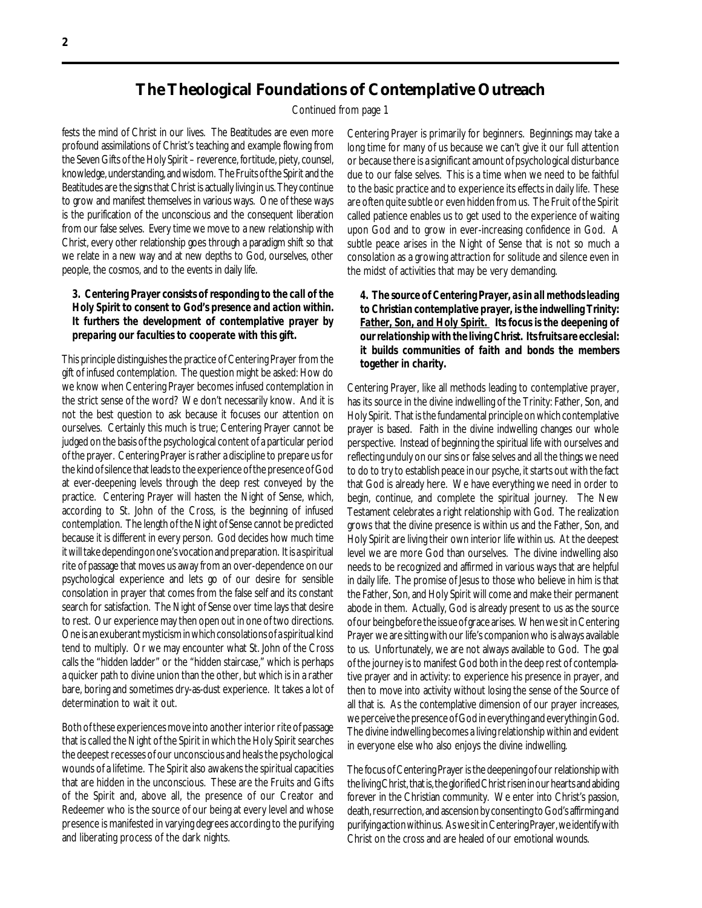# The Theological Foundations of Contemplative Outreach

Continued from page 1

fests the mind of Christ in our lives. The Beatitudes are even more profound assimilations of Christ's teaching and example flowing from the Seven Gifts of the Holy Spirit – reverence, fortitude, piety, counsel, knowledge, understanding, and wisdom. The Fruits of the Spirit and the Beatitudes are the signs that Christ is actually living in us. They continue to grow and manifest themselves in various ways. One of these ways is the purification of the unconscious and the consequent liberation from our false selves. Every time we move to a new relationship with Christ, every other relationship goes through a paradigm shift so that we relate in a new way and at new depths to God, ourselves, other people, the cosmos, and to the events in daily life.

**3. Centering Prayer consists of responding to the call of the Holy Spirit to consent to God's presence and action within. It furthers the development of contemplative prayer by preparing our faculties to cooperate with this gift.**

This principle distinguishes the practice of Centering Prayer from the gift of infused contemplation. The question might be asked: How do we know when Centering Prayer becomes infused contemplation in the strict sense of the word? We don't necessarily know. And it is not the best question to ask because it focuses our attention on ourselves. Certainly this much is true; Centering Prayer cannot be judged on the basis of the psychological content of a particular period of the prayer. Centering Prayer is rather a discipline to prepare us for the kind of silence that leads to the experience of the presence of God at ever-deepening levels through the deep rest conveyed by the practice. Centering Prayer will hasten the Night of Sense, which, according to St. John of the Cross, is the beginning of infused contemplation. The length of the Night of Sense cannot be predicted because it is different in every person. God decides how much time it will take depending on one's vocation and preparation. It is a spiritual rite of passage that moves us away from an over-dependence on our psychological experience and lets go of our desire for sensible consolation in prayer that comes from the false self and its constant search for satisfaction. The Night of Sense over time lays that desire to rest. Our experience may then open out in one of two directions. One is an exuberant mysticism in which consolations of a spiritual kind tend to multiply. Or we may encounter what St. John of the Cross calls the "hidden ladder" or the "hidden staircase," which is perhaps a quicker path to divine union than the other, but which is in a rather bare, boring and sometimes dry-as-dust experience. It takes a lot of determination to wait it out.

Both of these experiences move into another interior rite of passage that is called the Night of the Spirit in which the Holy Spirit searches the deepest recesses of our unconscious and heals the psychological wounds of a lifetime. The Spirit also awakens the spiritual capacities that are hidden in the unconscious. These are the Fruits and Gifts of the Spirit and, above all, the presence of our Creator and Redeemer who is the source of our being at every level and whose presence is manifested in varying degrees according to the purifying and liberating process of the dark nights.

Centering Prayer is primarily for beginners. Beginnings may take a long time for many of us because we can't give it our full attention or because there is a significant amount of psychological disturbance due to our false selves. This is a time when we need to be faithful to the basic practice and to experience its effects in daily life. These are often quite subtle or even hidden from us. The Fruit of the Spirit called patience enables us to get used to the experience of waiting upon God and to grow in ever-increasing confidence in God. A subtle peace arises in the Night of Sense that is not so much a consolation as a growing attraction for solitude and silence even in the midst of activities that may be very demanding.

***4. The source of Centering Prayer, as in all methods leading to Christian contemplative prayer, is the indwelling Trinity: Father, Son, and Holy Spirit. Its focus is the deepening of our relationship with the living Christ. Its fruits are ecclesial: it builds communities of faith and bonds the members together in charity.***

Centering Prayer, like all methods leading to contemplative prayer, has its source in the divine indwelling of the Trinity: Father, Son, and Holy Spirit. That is the fundamental principle on which contemplative prayer is based. Faith in the divine indwelling changes our whole perspective. Instead of beginning the spiritual life with ourselves and reflecting unduly on our sins or false selves and all the things we need to do to try to establish peace in our psyche, it starts out with the fact that God is already here. We have everything we need in order to begin, continue, and complete the spiritual journey. The New Testament celebrates a right relationship with God. The realization grows that the divine presence is within us and the Father, Son, and Holy Spirit are living their own interior life within us. At the deepest level we are more God than ourselves. The divine indwelling also needs to be recognized and affirmed in various ways that are helpful in daily life. The promise of Jesus to those who believe in him is that the Father, Son, and Holy Spirit will come and make their permanent abode in them. Actually, God is already present to us as the source of our being before the issue of grace arises. When we sit in Centering Prayer we are sitting with our life's companion who is always available to us. Unfortunately, we are not always available to God. The goal of the journey is to manifest God both in the deep rest of contemplative prayer and in activity: to experience his presence in prayer, and then to move into activity without losing the sense of the Source of all that is. As the contemplative dimension of our prayer increases, we perceive the presence of God in everything and everything in God. The divine indwelling becomes a living relationship within and evident in everyone else who also enjoys the divine indwelling.

The focus of Centering Prayer is the deepening of our relationship with the living Christ, that is, the glorified Christ risen in our hearts and abiding forever in the Christian community. We enter into Christ's passion, death, resurrection, and ascension by consenting to God's affirming and purifying action within us. As we sit in Centering Prayer, we identify with Christ on the cross and are healed of our emotional wounds.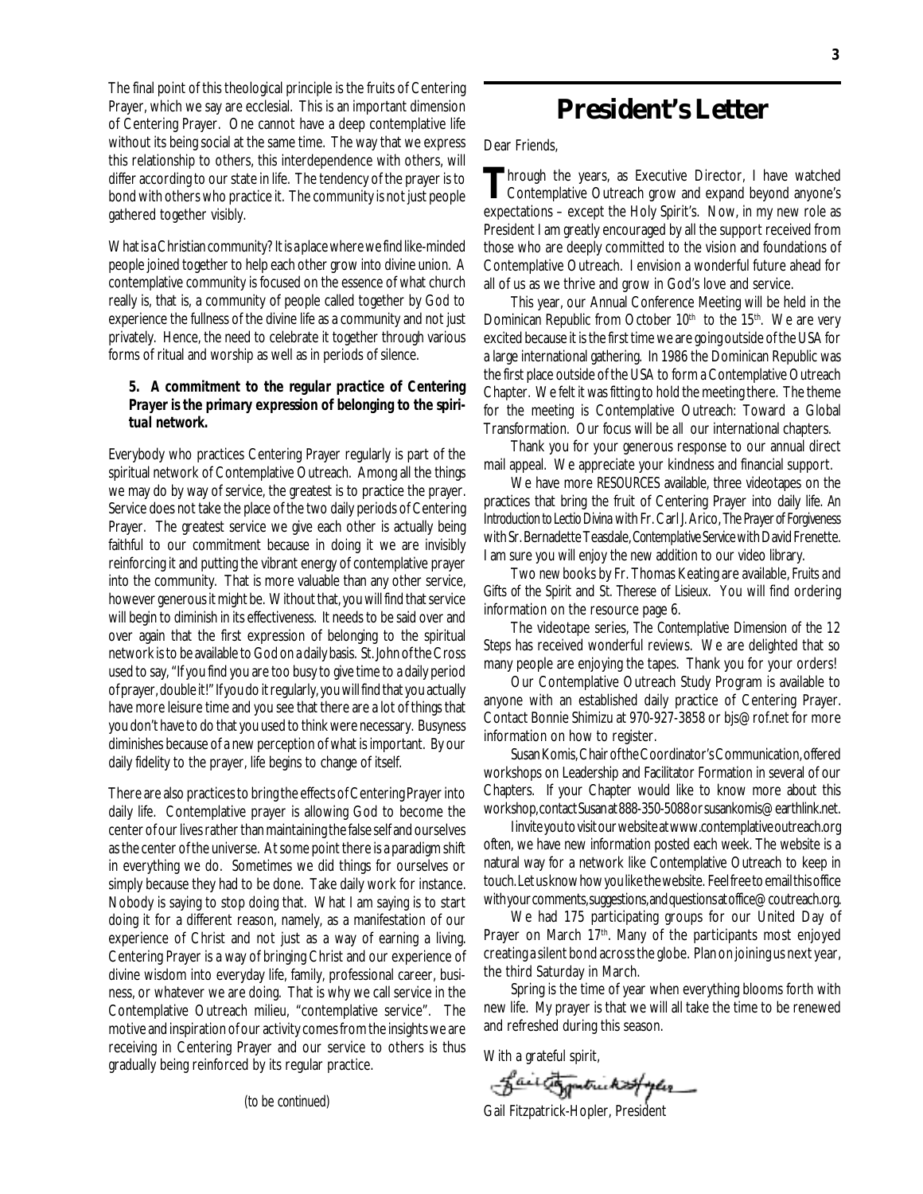The final point of this theological principle is the fruits of Centering Prayer, which we say are ecclesial. This is an important dimension of Centering Prayer. One cannot have a deep contemplative life without its being social at the same time. The way that we express this relationship to others, this interdependence with others, will differ according to our state in life. The tendency of the prayer is to bond with others who practice it. The community is not just people gathered together visibly.

What is a Christian community? It is a place where we find like-minded people joined together to help each other grow into divine union. A contemplative community is focused on the essence of what church really is, that is, a community of people called together by God to experience the fullness of the divine life as a community and not just privately. Hence, the need to celebrate it together through various forms of ritual and worship as well as in periods of silence.

**5. A commitment to the regular practice of Centering Prayer is the primary expression of belonging to the spiritual network.**

Everybody who practices Centering Prayer regularly is part of the spiritual network of Contemplative Outreach. Among all the things we may do by way of service, the greatest is to practice the prayer. Service does not take the place of the two daily periods of Centering Prayer. The greatest service we give each other is actually being faithful to our commitment because in doing it we are invisibly reinforcing it and putting the vibrant energy of contemplative prayer into the community. That is more valuable than any other service, however generous it might be. Without that, you will find that service will begin to diminish in its effectiveness. It needs to be said over and over again that the first expression of belonging to the spiritual network is to be available to God on a daily basis. St. John of the Cross used to say, "If you find you are too busy to give time to a daily period of prayer, double it!" If you do it regularly, you will find that you actually have more leisure time and you see that there are a lot of things that you don't have to do that you used to think were necessary. Busyness diminishes because of a new perception of what is important. By our daily fidelity to the prayer, life begins to change of itself.

There are also practices to bring the effects of Centering Prayer into daily life. Contemplative prayer is allowing God to become the center of our lives rather than maintaining the false self and ourselves as the center of the universe. At some point there is a paradigm shift in everything we do. Sometimes we did things for ourselves or simply because they had to be done. Take daily work for instance. Nobody is saying to stop doing that. What I am saying is to start doing it for a different reason, namely, as a manifestation of our experience of Christ and not just as a way of earning a living. Centering Prayer is a way of bringing Christ and our experience of divine wisdom into everyday life, family, professional career, business, or whatever we are doing. That is why we call service in the Contemplative Outreach milieu, "contemplative service". The motive and inspiration of our activity comes from the insights we are receiving in Centering Prayer and our service to others is thus gradually being reinforced by its regular practice.

*(to be continued)*

# President's Letter

Dear Friends,

Through the years, as Executive Director, I have watched Contemplative Outreach grow and expand beyond anyone's expectations – except the Holy Spirit's. Now, in my new role as President I am greatly encouraged by all the support received from those who are deeply committed to the vision and foundations of Contemplative Outreach. I envision a wonderful future ahead for all of us as we thrive and grow in God's love and service.

This year, our Annual Conference Meeting will be held in the Dominican Republic from October 10th to the 15th. We are very excited because it is the first time we are going outside of the USA for a large international gathering. In 1986 the Dominican Republic was the first place outside of the USA to form a Contemplative Outreach Chapter. We felt it was fitting to hold the meeting there. The theme for the meeting is Contemplative Outreach: Toward a Global Transformation. Our focus will be all our international chapters.

Thank you for your generous response to our annual direct mail appeal. We appreciate your kindness and financial support.

We have more RESOURCES available, three videotapes on the practices that bring the fruit of Centering Prayer into daily life. *An Introduction to Lectio Divina* with Fr. Carl J. Arico, *The Prayer of Forgiveness* with Sr. Bernadette Teasdale, *Contemplative Service* with David Frenette. I am sure you will enjoy the new addition to our video library.

Two new books by Fr. Thomas Keating are available, *Fruits and Gifts of the Spirit* and *St. Therese of Lisieux*. You will find ordering information on the resource page 6.

The videotape series, *The Contemplative Dimension of the 12 Steps* has received wonderful reviews. We are delighted that so many people are enjoying the tapes. Thank you for your orders!

Our Contemplative Outreach Study Program is available to anyone with an established daily practice of Centering Prayer. Contact Bonnie Shimizu at 970-927-3858 or bjs@rof.net for more information on how to register.

Susan Komis, Chair of the Coordinator's Communication, offered workshops on Leadership and Facilitator Formation in several of our Chapters. If your Chapter would like to know more about this workshop, contact Susan at 888-350-5088 or susankomis@earthlink.net.

I invite you to visit our website at www.contemplativeoutreach.org often, we have new information posted each week. The website is a natural way for a network like Contemplative Outreach to keep in touch. Let us know how you like the website. Feel free to email this office with your comments, suggestions, and questions at office@coutreach.org.

We had 175 participating groups for our United Day of Prayer on March 17th. Many of the participants most enjoyed creating a silent bond across the globe. Plan on joining us next year, the third Saturday in March.

Spring is the time of year when everything blooms forth with new life. My prayer is that we will all take the time to be renewed and refreshed during this season.

With a grateful spirit,

Gail Fitzpatrick-Hopler, President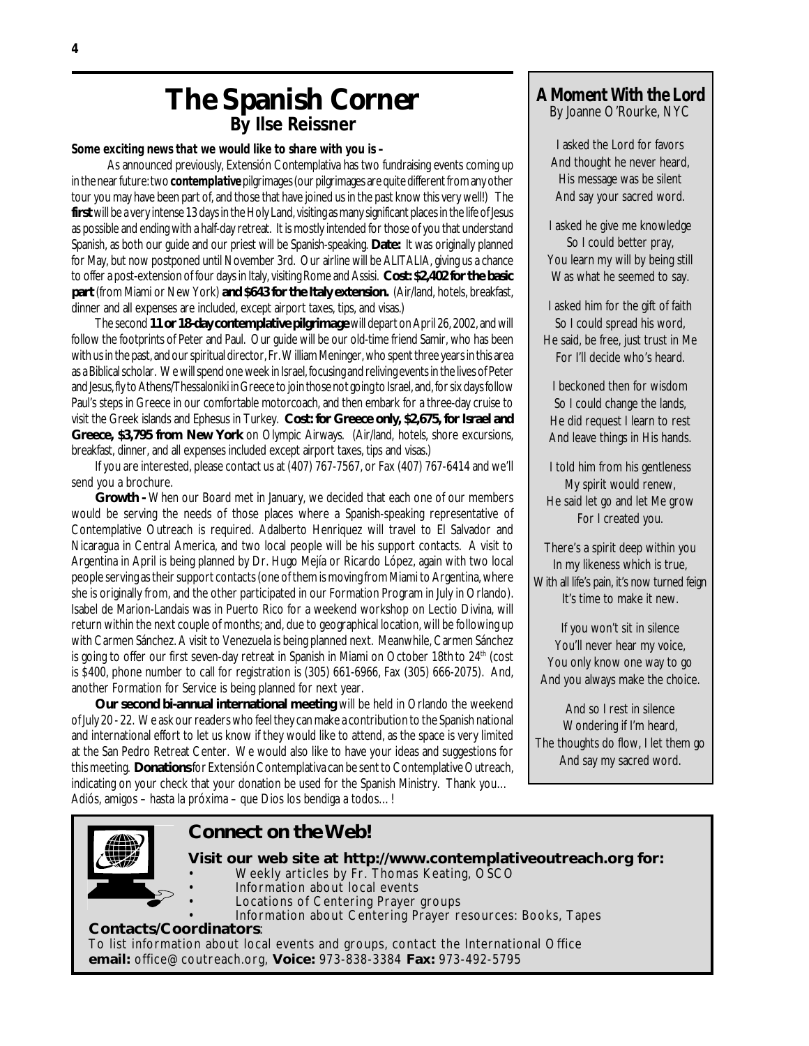# The Spanish Corner

**By Ilse Reissner**

***Some exciting news that we would like to share with you is –***

As announced previously, Extensión Contemplativa has two fundraising events coming up in the near future: two ***contemplative*** pilgrimages (our pilgrimages are quite different from any other tour you may have been part of, and those that have joined us in the past know this very well!) The **first** will be a very intense 13 days in the Holy Land, visiting as many significant places in the life of Jesus as possible and ending with a half-day retreat. It is mostly intended for those of you that understand Spanish, as both our guide and our priest will be Spanish-speaking. **Date:** It was originally planned for May, but now postponed until November 3rd. Our airline will be ALITALIA, giving us a chance to offer a post-extension of four days in Italy, visiting Rome and Assisi. **Cost: $2,402 for the basic part** (from Miami or New York) **and $643 for the Italy extension.** (Air/land, hotels, breakfast, dinner and all expenses are included, except airport taxes, tips, and visas.)

The second **11 or 18-day contemplative pilgrimage** will depart on April 26, 2002, and will follow the footprints of Peter and Paul. Our guide will be our old-time friend Samir, who has been with us in the past, and our spiritual director, Fr. William Meninger, who spent three years in this area as a Biblical scholar. We will spend one week in Israel, focusing and reliving events in the lives of Peter and Jesus, fly to Athens/Thessaloniki in Greece to join those not going to Israel, and, for six days follow Paul's steps in Greece in our comfortable motorcoach, and then embark for a three-day cruise to visit the Greek islands and Ephesus in Turkey. **Cost: for Greece only, $2,675, for Israel and Greece, $3,795 from New York** on Olympic Airways. (Air/land, hotels, shore excursions, breakfast, dinner, and all expenses included except airport taxes, tips and visas.)

If you are interested, please contact us at (407) 767-7567, or Fax (407) 767-6414 and we'll send you a brochure.

**Growth -** When our Board met in January, we decided that each one of our members would be serving the needs of those places where a Spanish-speaking representative of Contemplative Outreach is required. Adalberto Henriquez will travel to El Salvador and Nicaragua in Central America, and two local people will be his support contacts. A visit to Argentina in April is being planned by Dr. Hugo Mejía or Ricardo López, again with two local people serving as their support contacts (one of them is moving from Miami to Argentina, where she is originally from, and the other participated in our Formation Program in July in Orlando). Isabel de Marion-Landais was in Puerto Rico for a weekend workshop on Lectio Divina, will return within the next couple of months; and, due to geographical location, will be following up with Carmen Sánchez. A visit to Venezuela is being planned next. Meanwhile, Carmen Sánchez is going to offer our first seven-day retreat in Spanish in Miami on October 18th to 24th (cost is $400, phone number to call for registration is (305) 661-6966, Fax (305) 666-2075). And, another Formation for Service is being planned for next year.

**Our second bi-annual international meeting** will be held in Orlando the weekend of July 20 - 22. We ask our readers who feel they can make a contribution to the Spanish national and international effort to let us know if they would like to attend, as the space is very limited at the San Pedro Retreat Center. We would also like to have your ideas and suggestions for this meeting. **Donations** for Extensión Contemplativa can be sent to Contemplative Outreach, indicating on your check that your donation be used for the Spanish Ministry. Thank you… Adiós, amigos – hasta la próxima – que Dios los bendiga a todos…!

## A Moment With the Lord

By Joanne O'Rourke, NYC

I asked the Lord for favors
And thought he never heard,
His message was be silent
And say your sacred word.

I asked he give me knowledge
So I could better pray,
You learn my will by being still
Was what he seemed to say.

I asked him for the gift of faith
So I could spread his word,
He said, be free, just trust in Me
For I'll decide who's heard.

I beckoned then for wisdom
So I could change the lands,
He did request I learn to rest
And leave things in His hands.

I told him from his gentleness
My spirit would renew,
He said let go and let Me grow
For I created you.

There's a spirit deep within you
In my likeness which is true,
With all life's pain, it's now turned feign
It's time to make it new.

If you won't sit in silence
You'll never hear my voice,
You only know one way to go
And you always make the choice.

And so I rest in silence
Wondering if I'm heard,
The thoughts do flow, I let them go
And say my sacred word.

## Connect on the Web!

**Visit our web site at http://www.contemplativeoutreach.org for:**

- Weekly articles by Fr. Thomas Keating, OSCO
- Information about local events
- Locations of Centering Prayer groups
- Information about Centering Prayer resources: Books, Tapes

**Contacts/Coordinators**:
To list information about local events and groups, contact the International Office
**email:** office@coutreach.org, **Voice:** 973-838-3384 **Fax:** 973-492-5795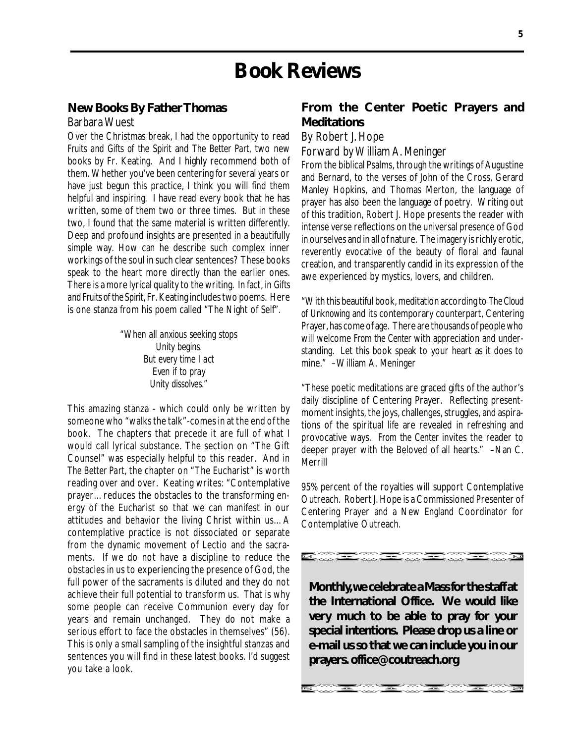# Book Reviews

## New Books By Father Thomas

Barbara Wuest

Over the Christmas break, I had the opportunity to read *Fruits and Gifts of the Spirit* and *The Better Part*, two new books by Fr. Keating. And I highly recommend both of them. Whether you've been centering for several years or have just begun this practice, I think you will find them helpful and inspiring. I have read every book that he has written, some of them two or three times. But in these two, I found that the same material is written differently. Deep and profound insights are presented in a beautifully simple way. How can he describe such complex inner workings of the soul in such clear sentences? These books speak to the heart more directly than the earlier ones. There is a more lyrical quality to the writing. In fact, in *Gifts and Fruits of the Spirit*, Fr. Keating includes two poems. Here is one stanza from his poem called "The Night of Self".

> *"When all anxious seeking stops*
> *Unity begins.*
> *But every time I act*
> *Even if to pray*
> *Unity dissolves."*

This amazing stanza - which could only be written by someone who "walks the talk"-comes in at the end of the book. The chapters that precede it are full of what I would call lyrical substance. The section on "The Gift Counsel" was especially helpful to this reader. And in *The Better Part*, the chapter on "The Eucharist" is worth reading over and over. Keating writes: "Contemplative prayer…reduces the obstacles to the transforming energy of the Eucharist so that we can manifest in our attitudes and behavior the living Christ within us…A contemplative practice is not dissociated or separate from the dynamic movement of Lectio and the sacraments. If we do not have a discipline to reduce the obstacles in us to experiencing the presence of God, the full power of the sacraments is diluted and they do not achieve their full potential to transform us. That is why some people can receive Communion every day for years and remain unchanged. They do not make a serious effort to face the obstacles in themselves" (56). This is only a small sampling of the insightful stanzas and sentences you will find in these latest books. I'd suggest you take a look.

## From the Center Poetic Prayers and Meditations

By Robert J. Hope

Forward by William A. Meninger

From the biblical Psalms, through the writings of Augustine and Bernard, to the verses of John of the Cross, Gerard Manley Hopkins, and Thomas Merton, the language of prayer has also been the language of poetry. Writing out of this tradition, Robert J. Hope presents the reader with intense verse reflections on the universal presence of God in ourselves and in all of nature. The imagery is richly erotic, reverently evocative of the beauty of floral and faunal creation, and transparently candid in its expression of the awe experienced by mystics, lovers, and children.

"With this beautiful book, meditation according to *The Cloud of Unknowing* and its contemporary counterpart, Centering Prayer, has come of age. There are thousands of people who will welcome *From the Center* with appreciation and understanding. Let this book speak to your heart as it does to mine." –William A. Meninger

"These poetic meditations are graced gifts of the author's daily discipline of Centering Prayer. Reflecting present-moment insights, the joys, challenges, struggles, and aspirations of the spiritual life are revealed in refreshing and provocative ways. *From the Center* invites the reader to deeper prayer with the Beloved of all hearts." –Nan C. Merrill

95% percent of the royalties will support Contemplative Outreach. Robert J. Hope is a Commissioned Presenter of Centering Prayer and a New England Coordinator for Contemplative Outreach.

**Monthly, we celebrate a Mass for the staff at the International Office. We would like very much to be able to pray for your special intentions. Please drop us a line or e-mail us so that we can include you in our prayers. office@coutreach.org**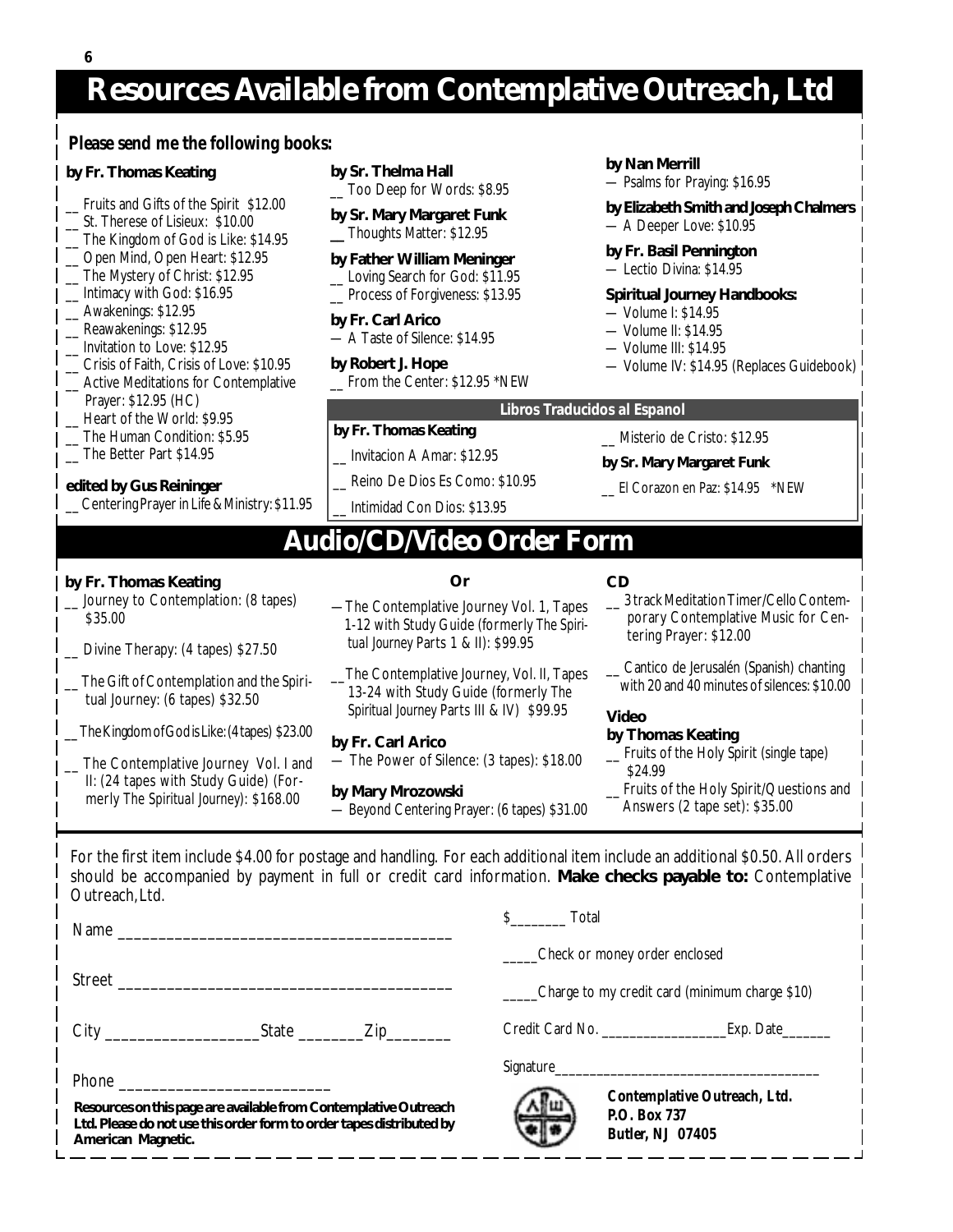# Resources Available from Contemplative Outreach, Ltd

***Please send me the following books:***

**by Fr. Thomas Keating**

- __ Fruits and Gifts of the Spirit $12.00
- __ St. Therese of Lisieux: $10.00
- __ The Kingdom of God is Like: $14.95
- __ Open Mind, Open Heart: $12.95
- __ The Mystery of Christ: $12.95
- __ Intimacy with God: $16.95
- __ Awakenings: $12.95
- __ Reawakenings: $12.95
- __ Invitation to Love: $12.95
- __ Crisis of Faith, Crisis of Love: $10.95
- __ Active Meditations for Contemplative Prayer: $12.95 (HC)
- __ Heart of the World: $9.95
- __ The Human Condition: $5.95
- __ The Better Part $14.95

**edited by Gus Reininger**

- __ Centering Prayer in Life & Ministry: $11.95

**by Sr. Thelma Hall**

- __ Too Deep for Words: $8.95

**by Sr. Mary Margaret Funk**

- __ Thoughts Matter: $12.95

**by Father William Meninger**

- __ Loving Search for God: $11.95
- __ Process of Forgiveness: $13.95

**by Fr. Carl Arico**

- — A Taste of Silence: $14.95

**by Robert J. Hope**

- __ From the Center: $12.95 *NEW

**by Nan Merrill**

- — Psalms for Praying: $16.95

**by Elizabeth Smith and Joseph Chalmers**

- — A Deeper Love: $10.95

**by Fr. Basil Pennington**

- — Lectio Divina: $14.95

**Spiritual Journey Handbooks:**

- — Volume I: $14.95
- — Volume II: $14.95
- — Volume III: $14.95
- — Volume IV: $14.95 (Replaces Guidebook)

**Libros Traducidos al Espanol**

**by Fr. Thomas Keating**

- __ Invitacion A Amar: $12.95
- __ Reino De Dios Es Como: $10.95
- __ Intimidad Con Dios: $13.95
- __ Misterio de Cristo: $12.95

**by Sr. Mary Margaret Funk**

- __ El Corazon en Paz: $14.95 *NEW

# Audio/CD/Video Order Form

**by Fr. Thomas Keating**

- __ Journey to Contemplation: (8 tapes) $35.00
- __ Divine Therapy: (4 tapes) $27.50
- __ The Gift of Contemplation and the Spiritual Journey: (6 tapes) $32.50
- __ The Kingdom of God is Like: (4 tapes) $23.00
- __ The Contemplative Journey Vol. I and II: (24 tapes with Study Guide) (Formerly *The Spiritual Journey*): $168.00

**Or**

- — The Contemplative Journey Vol. 1, Tapes 1-12 with Study Guide (formerly *The Spiritual Journey Parts 1 & II*): $99.95
- __ The Contemplative Journey, Vol. II, Tapes 13-24 with Study Guide (formerly *The Spiritual Journey Parts III & IV*) $99.95

**by Fr. Carl Arico**

- — The Power of Silence: (3 tapes): $18.00

**by Mary Mrozowski**

- — Beyond Centering Prayer: (6 tapes) $31.00

**CD**

- __ 3 track Meditation Timer/Cello Contemporary Contemplative Music for Centering Prayer: $12.00
- __ Cantico de Jerusalén (Spanish) chanting with 20 and 40 minutes of silences: $10.00

**Video**

**by Thomas Keating**

- __ Fruits of the Holy Spirit (single tape) $24.99
- __ Fruits of the Holy Spirit/Questions and Answers (2 tape set): $35.00

For the first item include $4.00 for postage and handling. For each additional item include an additional $0.50. All orders should be accompanied by payment in full or credit card information. **Make checks payable to:** Contemplative Outreach, Ltd.

Name ________________________________________

Street ________________________________________

City ____________________ State ________ Zip ________

Phone __________________________

**Resources on this page are available from Contemplative Outreach Ltd. Please do not use this order form to order tapes distributed by American Magnetic.**

$________ Total

_____Check or money order enclosed

_____Charge to my credit card (minimum charge $10)

Credit Card No. _________________ Exp. Date_______

Signature______________________________________

***Contemplative Outreach, Ltd.***
***P.O. Box 737***
***Butler, NJ 07405***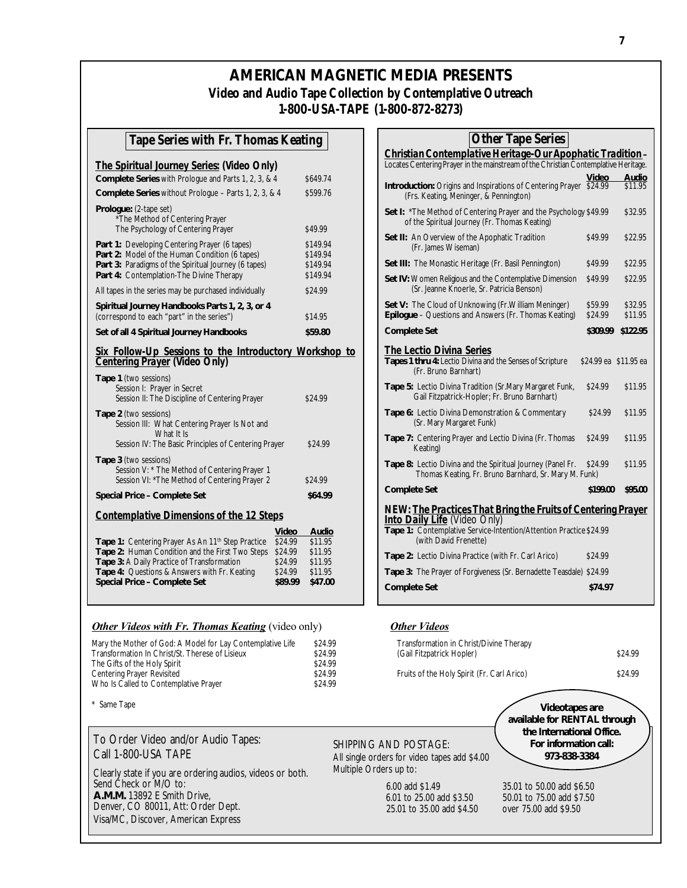# AMERICAN MAGNETIC MEDIA PRESENTS

## Video and Audio Tape Collection by Contemplative Outreach

**1-800-USA-TAPE (1-800-872-8273)**

## Tape Series with Fr. Thomas Keating

### *The Spiritual Journey Series:* (Video Only)

| Item | Price |
|---|---|
| **Complete Series** with Prologue and Parts 1, 2, 3, & 4 | $649.74 |
| **Complete Series** without Prologue – Parts 1, 2, 3, & 4 | $599.76 |
| **Prologue:** (2-tape set) *The Method of Centering Prayer; The Psychology of Centering Prayer | $49.99 |
| **Part 1:** Developing Centering Prayer (6 tapes) | $149.94 |
| **Part 2:** Model of the Human Condition (6 tapes) | $149.94 |
| **Part 3:** Paradigms of the Spiritual Journey (6 tapes) | $149.94 |
| **Part 4:** Contemplation-The Divine Therapy | $149.94 |
| All tapes in the series may be purchased individually | $24.99 |
| **Spiritual Journey Handbooks Parts 1, 2, 3, or 4** (correspond to each "part" in the series") | $14.95 |
| **Set of all 4 Spiritual Journey Handbooks** | **$59.80** |

### *Six Follow-Up Sessions to the Introductory Workshop to Centering Prayer* (Video Only)

| Item | Price |
|---|---|
| **Tape 1** (two sessions) Session I: Prayer in Secret; Session II: The Discipline of Centering Prayer | $24.99 |
| **Tape 2** (two sessions) Session III: What Centering Prayer Is Not and What It Is; Session IV: The Basic Principles of Centering Prayer | $24.99 |
| **Tape 3** (two sessions) Session V: * The Method of Centering Prayer 1; Session VI: *The Method of Centering Prayer 2 | $24.99 |
| **Special Price – Complete Set** | **$64.99** |

### *Contemplative Dimensions of the 12 Steps*

| Item | Video | Audio |
|---|---|---|
| **Tape 1:** Centering Prayer As An 11th Step Practice | $24.99 | $11.95 |
| **Tape 2:** Human Condition and the First Two Steps | $24.99 | $11.95 |
| **Tape 3:** A Daily Practice of Transformation | $24.99 | $11.95 |
| **Tape 4:** Questions & Answers with Fr. Keating | $24.99 | $11.95 |
| **Special Price – Complete Set** | **$89.99** | **$47.00** |

## Other Tape Series

### *Christian Contemplative Heritage-Our Apophatic Tradition* –

Locates Centering Prayer in the mainstream of the Christian Contemplative Heritage.

| Item | Video | Audio |
|---|---|---|
| **Introduction:** Origins and Inspirations of Centering Prayer (Frs. Keating, Meninger, & Pennington) | $24.99 | $11.95 |
| **Set I:** *The Method of Centering Prayer and the Psychology of the Spiritual Journey (Fr. Thomas Keating) | $49.99 | $32.95 |
| **Set II:** An Overview of the Apophatic Tradition (Fr. James Wiseman) | $49.99 | $22.95 |
| **Set III:** The Monastic Heritage (Fr. Basil Pennington) | $49.99 | $22.95 |
| **Set IV:** Women Religious and the Contemplative Dimension (Sr. Jeanne Knoerle, Sr. Patricia Benson) | $49.99 | $22.95 |
| **Set V:** The Cloud of Unknowing (Fr.William Meninger) | $59.99 | $32.95 |
| **Epilogue** – Questions and Answers (Fr. Thomas Keating) | $24.99 | $11.95 |
| **Complete Set** | **$309.99** | **$122.95** |

### *The Lectio Divina Series*

| Item | Video | Audio |
|---|---|---|
| **Tapes 1 thru 4:** Lectio Divina and the Senses of Scripture (Fr. Bruno Barnhart) | $24.99 ea | $11.95 ea |
| **Tape 5:** Lectio Divina Tradition (Sr.Mary Margaret Funk, Gail Fitzpatrick-Hopler; Fr. Bruno Barnhart) | $24.99 | $11.95 |
| **Tape 6:** Lectio Divina Demonstration & Commentary (Sr. Mary Margaret Funk) | $24.99 | $11.95 |
| **Tape 7:** Centering Prayer and Lectio Divina (Fr. Thomas Keating) | $24.99 | $11.95 |
| **Tape 8:** Lectio Divina and the Spiritual Journey (Panel Fr. Thomas Keating, Fr. Bruno Barnhard, Sr. Mary M. Funk) | $24.99 | $11.95 |
| **Complete Set** | **$199.00** | **$95.00** |

### NEW: *The Practices That Bring the Fruits of Centering Prayer Into Daily Life* (Video Only)

| Item | Price |
|---|---|
| **Tape 1:** Contemplative Service-Intention/Attention Practice (with David Frenette) | $24.99 |
| **Tape 2:** Lectio Divina Practice (with Fr. Carl Arico) | $24.99 |
| **Tape 3:** The Prayer of Forgiveness (Sr. Bernadette Teasdale) | $24.99 |
| **Complete Set** | **$74.97** |

### *Other Videos with Fr. Thomas Keating* (video only)

| Title | Price |
|---|---|
| Mary the Mother of God: A Model for Lay Contemplative Life | $24.99 |
| Transformation In Christ/St. Therese of Lisieux | $24.99 |
| The Gifts of the Holy Spirit | $24.99 |
| Centering Prayer Revisited | $24.99 |
| Who Is Called to Contemplative Prayer | $24.99 |

\* Same Tape

### *Other Videos*

| Title | Price |
|---|---|
| Transformation in Christ/Divine Therapy (Gail Fitzpatrick Hopler) | $24.99 |
| Fruits of the Holy Spirit (Fr. Carl Arico) | $24.99 |

**Videotapes are available for RENTAL through the International Office. For information call: 973-838-3384**

To Order Video and/or Audio Tapes:
Call 1-800-USA TAPE

Clearly state if you are ordering audios, videos or both.
Send Check or M/O to:
**A.M.M.** 13892 E Smith Drive,
Denver, CO 80011, Att: Order Dept.
Visa/MC, Discover, American Express

SHIPPING AND POSTAGE:
All single orders for video tapes add $4.00
Multiple Orders up to:

| | |
|---|---|
| 6.00 add $1.49 | 35.01 to 50.00 add $6.50 |
| 6.01 to 25.00 add $3.50 | 50.01 to 75.00 add $7.50 |
| 25.01 to 35.00 add $4.50 | over 75.00 add $9.50 |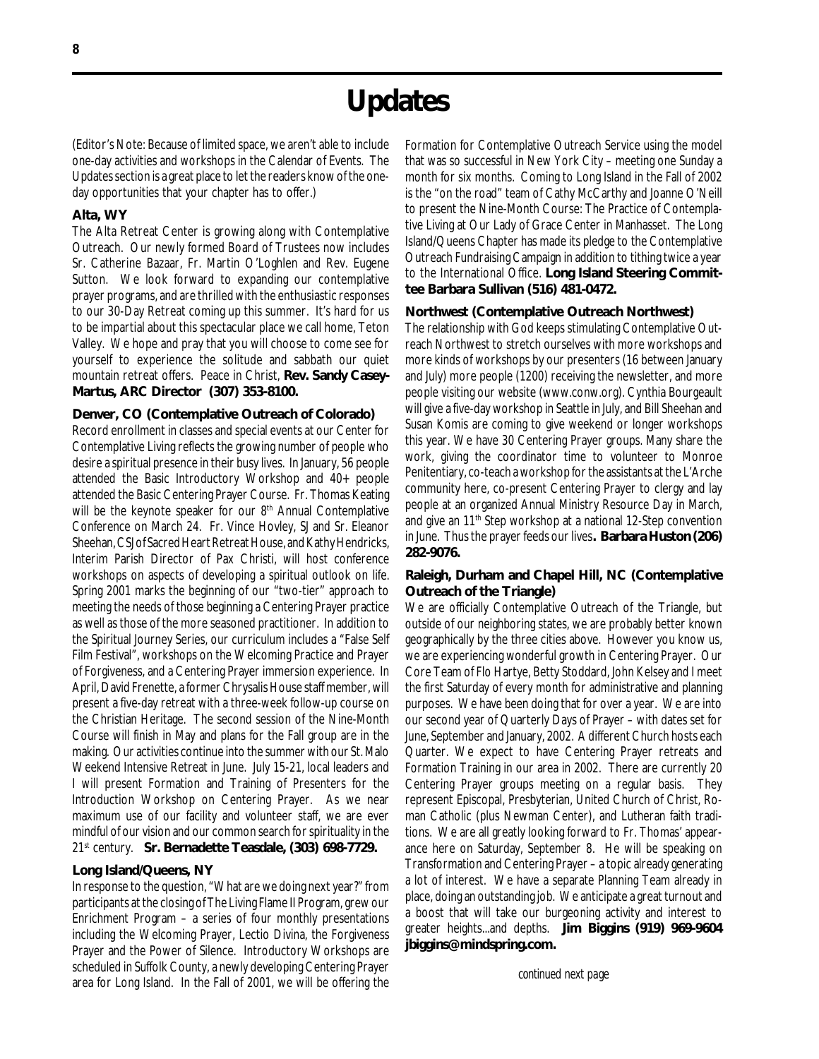# Updates

(Editor's Note: Because of limited space, we aren't able to include one-day activities and workshops in the Calendar of Events. The Updates section is a great place to let the readers know of the one-day opportunities that your chapter has to offer.)

### Alta, WY

The Alta Retreat Center is growing along with Contemplative Outreach. Our newly formed Board of Trustees now includes Sr. Catherine Bazaar, Fr. Martin O'Loghlen and Rev. Eugene Sutton. We look forward to expanding our contemplative prayer programs, and are thrilled with the enthusiastic responses to our 30-Day Retreat coming up this summer. It's hard for us to be impartial about this spectacular place we call home, Teton Valley. We hope and pray that you will choose to come see for yourself to experience the solitude and sabbath our quiet mountain retreat offers. Peace in Christ, **Rev. Sandy Casey-Martus, ARC Director (307) 353-8100.**

### Denver, CO (Contemplative Outreach of Colorado)

Record enrollment in classes and special events at our Center for Contemplative Living reflects the growing number of people who desire a spiritual presence in their busy lives. In January, 56 people attended the Basic Introductory Workshop and 40+ people attended the Basic Centering Prayer Course. Fr. Thomas Keating will be the keynote speaker for our 8th Annual Contemplative Conference on March 24. Fr. Vince Hovley, SJ and Sr. Eleanor Sheehan, CSJ of Sacred Heart Retreat House, and Kathy Hendricks, Interim Parish Director of Pax Christi, will host conference workshops on aspects of developing a spiritual outlook on life. Spring 2001 marks the beginning of our "two-tier" approach to meeting the needs of those beginning a Centering Prayer practice as well as those of the more seasoned practitioner. In addition to the Spiritual Journey Series, our curriculum includes a "False Self Film Festival", workshops on the Welcoming Practice and Prayer of Forgiveness, and a Centering Prayer immersion experience. In April, David Frenette, a former Chrysalis House staff member, will present a five-day retreat with a three-week follow-up course on the Christian Heritage. The second session of the Nine-Month Course will finish in May and plans for the Fall group are in the making. Our activities continue into the summer with our St. Malo Weekend Intensive Retreat in June. July 15-21, local leaders and I will present Formation and Training of Presenters for the Introduction Workshop on Centering Prayer. As we near maximum use of our facility and volunteer staff, we are ever mindful of our vision and our common search for spirituality in the 21st century. **Sr. Bernadette Teasdale, (303) 698-7729.**

### Long Island/Queens, NY

In response to the question, "What are we doing next year?" from participants at the closing of The Living Flame II Program, grew our Enrichment Program – a series of four monthly presentations including the Welcoming Prayer, Lectio Divina, the Forgiveness Prayer and the Power of Silence. Introductory Workshops are scheduled in Suffolk County, a newly developing Centering Prayer area for Long Island. In the Fall of 2001, we will be offering the Formation for Contemplative Outreach Service using the model that was so successful in New York City – meeting one Sunday a month for six months. Coming to Long Island in the Fall of 2002 is the "on the road" team of Cathy McCarthy and Joanne O'Neill to present the Nine-Month Course: The Practice of Contemplative Living at Our Lady of Grace Center in Manhasset. The Long Island/Queens Chapter has made its pledge to the Contemplative Outreach Fundraising Campaign in addition to tithing twice a year to the International Office. **Long Island Steering Committee Barbara Sullivan (516) 481-0472.**

### Northwest (Contemplative Outreach Northwest)

The relationship with God keeps stimulating Contemplative Outreach Northwest to stretch ourselves with more workshops and more kinds of workshops by our presenters (16 between January and July) more people (1200) receiving the newsletter, and more people visiting our website (www.conw.org). Cynthia Bourgeault will give a five-day workshop in Seattle in July, and Bill Sheehan and Susan Komis are coming to give weekend or longer workshops this year. We have 30 Centering Prayer groups. Many share the work, giving the coordinator time to volunteer to Monroe Penitentiary, co-teach a workshop for the assistants at the L'Arche community here, co-present Centering Prayer to clergy and lay people at an organized Annual Ministry Resource Day in March, and give an 11th Step workshop at a national 12-Step convention in June. Thus the prayer feeds our lives**. Barbara Huston (206) 282-9076.**

### Raleigh, Durham and Chapel Hill, NC (Contemplative Outreach of the Triangle)

We are officially Contemplative Outreach of the Triangle, but outside of our neighboring states, we are probably better known geographically by the three cities above. However you know us, we are experiencing wonderful growth in Centering Prayer. Our Core Team of Flo Hartye, Betty Stoddard, John Kelsey and I meet the first Saturday of every month for administrative and planning purposes. We have been doing that for over a year. We are into our second year of Quarterly Days of Prayer – with dates set for June, September and January, 2002. A different Church hosts each Quarter. We expect to have Centering Prayer retreats and Formation Training in our area in 2002. There are currently 20 Centering Prayer groups meeting on a regular basis. They represent Episcopal, Presbyterian, United Church of Christ, Roman Catholic (plus Newman Center), and Lutheran faith traditions. We are all greatly looking forward to Fr. Thomas' appearance here on Saturday, September 8. He will be speaking on Transformation and Centering Prayer – a topic already generating a lot of interest. We have a separate Planning Team already in place, doing an outstanding job. We anticipate a great turnout and a boost that will take our burgeoning activity and interest to greater heights...and depths. **Jim Biggins (919) 969-9604 jbiggins@mindspring.com.**

*continued next page*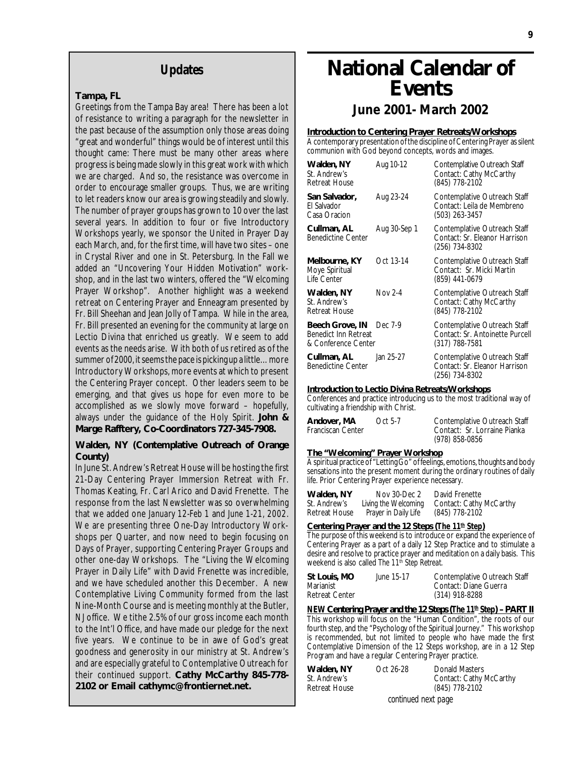## Updates

**Tampa, FL**

Greetings from the Tampa Bay area! There has been a lot of resistance to writing a paragraph for the newsletter in the past because of the assumption only those areas doing "great and wonderful" things would be of interest until this thought came: There must be many other areas where progress is being made slowly in this great work with which we are charged. And so, the resistance was overcome in order to encourage smaller groups. Thus, we are writing to let readers know our area is growing steadily and slowly. The number of prayer groups has grown to 10 over the last several years. In addition to four or five Introductory Workshops yearly, we sponsor the United in Prayer Day each March, and, for the first time, will have two sites – one in Crystal River and one in St. Petersburg. In the Fall we added an "Uncovering Your Hidden Motivation" workshop, and in the last two winters, offered the "Welcoming Prayer Workshop". Another highlight was a weekend retreat on Centering Prayer and Enneagram presented by Fr. Bill Sheehan and Jean Jolly of Tampa. While in the area, Fr. Bill presented an evening for the community at large on Lectio Divina that enriched us greatly. We seem to add events as the needs arise. With both of us retired as of the summer of 2000, it seems the pace is picking up a little…more Introductory Workshops, more events at which to present the Centering Prayer concept. Other leaders seem to be emerging, and that gives us hope for even more to be accomplished as we slowly move forward – hopefully, always under the guidance of the Holy Spirit. **John & Marge Rafftery, Co-Coordinators 727-345-7908.**

**Walden, NY (Contemplative Outreach of Orange County)**

In June St. Andrew's Retreat House will be hosting the first 21-Day Centering Prayer Immersion Retreat with Fr. Thomas Keating, Fr. Carl Arico and David Frenette. The response from the last Newsletter was so overwhelming that we added one January 12-Feb 1 and June 1-21, 2002. We are presenting three One-Day Introductory Workshops per Quarter, and now need to begin focusing on Days of Prayer, supporting Centering Prayer Groups and other one-day Workshops. The "Living the Welcoming Prayer in Daily Life" with David Frenette was incredible, and we have scheduled another this December. A new Contemplative Living Community formed from the last Nine-Month Course and is meeting monthly at the Butler, NJ office. We tithe 2.5% of our gross income each month to the Int'l Office, and have made our pledge for the next five years. We continue to be in awe of God's great goodness and generosity in our ministry at St. Andrew's and are especially grateful to Contemplative Outreach for their continued support. **Cathy McCarthy 845-778-2102 or Email cathymc@frontiernet.net.**

# National Calendar of Events

## June 2001- March 2002

**Introduction to Centering Prayer Retreats/Workshops**

A contemporary presentation of the discipline of Centering Prayer as silent communion with God beyond concepts, words and images.

| Location | Date | Details |
|---|---|---|
| **Walden, NY** St. Andrew's Retreat House | Aug 10-12 | Contemplative Outreach Staff Contact: Cathy McCarthy (845) 778-2102 |
| **San Salvador,** El Salvador Casa Oracion | Aug 23-24 | Contemplative Outreach Staff Contact: Leila de Membreno (503) 263-3457 |
| **Cullman, AL** Benedictine Center | Aug 30-Sep 1 | Contemplative Outreach Staff Contact: Sr. Eleanor Harrison (256) 734-8302 |
| **Melbourne, KY** Moye Spiritual Life Center | Oct 13-14 | Contemplative Outreach Staff Contact: Sr. Micki Martin (859) 441-0679 |
| **Walden, NY** St. Andrew's Retreat House | Nov 2-4 | Contemplative Outreach Staff Contact: Cathy McCarthy (845) 778-2102 |
| **Beech Grove, IN** Benedict Inn Retreat & Conference Center | Dec 7-9 | Contemplative Outreach Staff Contact: Sr. Antoinette Purcell (317) 788-7581 |
| **Cullman, AL** Benedictine Center | Jan 25-27 | Contemplative Outreach Staff Contact: Sr. Eleanor Harrison (256) 734-8302 |

**Introduction to Lectio Divina Retreats/Workshops**

Conferences and practice introducing us to the most traditional way of cultivating a friendship with Christ.

| Location | Date | Details |
|---|---|---|
| **Andover, MA** Franciscan Center | Oct 5-7 | Contemplative Outreach Staff Contact: Sr. Lorraine Pianka (978) 858-0856 |

**The "Welcoming" Prayer Workshop**

A spiritual practice of "Letting Go" of feelings, emotions, thoughts and body sensations into the present moment during the ordinary routines of daily life. Prior Centering Prayer experience necessary.

| Location | Date | Details |
|---|---|---|
| **Walden, NY** St. Andrew's Retreat House | Nov 30-Dec 2 Living the Welcoming Prayer in Daily Life | David Frenette Contact: Cathy McCarthy (845) 778-2102 |

**Centering Prayer and the 12 Steps (*The 11th Step*)**

The purpose of this weekend is to introduce or expand the experience of Centering Prayer as a part of a daily 12 Step Practice and to stimulate a desire and resolve to practice prayer and meditation on a daily basis. This weekend is also called The 11th Step Retreat.

| Location | Date | Details |
|---|---|---|
| **St Louis, MO** Marianist Retreat Center | June 15-17 | Contemplative Outreach Staff Contact: Diane Guerra (314) 918-8288 |

***NEW* Centering Prayer and the 12 Steps (*The 11th Step*) – PART II**

This workshop will focus on the "Human Condition", the roots of our fourth step, and the "Psychology of the Spiritual Journey." This workshop is recommended, but not limited to people who have made the first Contemplative Dimension of the 12 Steps workshop, are in a 12 Step Program and have a regular Centering Prayer practice.

| Location | Date | Details |
|---|---|---|
| **Walden, NY** St. Andrew's Retreat House | Oct 26-28 | Donald Masters Contact: Cathy McCarthy (845) 778-2102 |

*continued next page*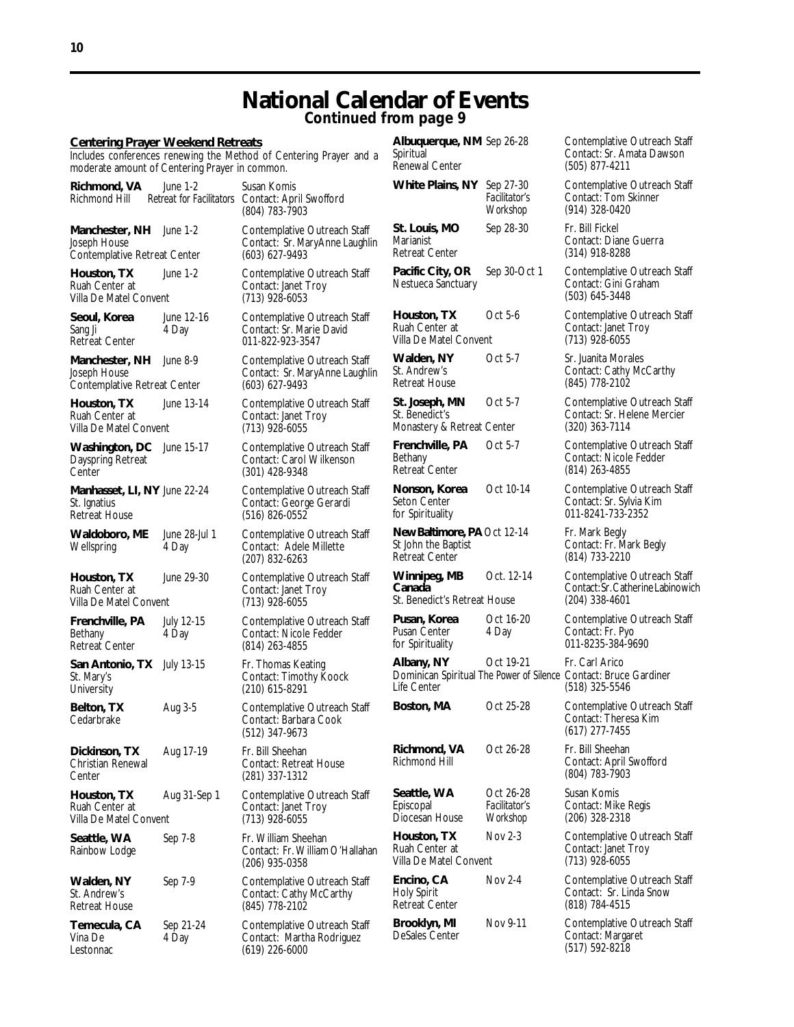# National Calendar of Events

### Continued from page 9

**Centering Prayer Weekend Retreats**

Includes conferences renewing the Method of Centering Prayer and a moderate amount of Centering Prayer in common.

| Location | Date | Contact |
|---|---|---|
| **Richmond, VA** Richmond Hill | June 1-2 Retreat for Facilitators | Susan Komis Contact: April Swofford (804) 783-7903 |
| **Manchester, NH** Joseph House Contemplative Retreat Center | June 1-2 | Contemplative Outreach Staff Contact: Sr. MaryAnne Laughlin (603) 627-9493 |
| **Houston, TX** Ruah Center at Villa De Matel Convent | June 1-2 | Contemplative Outreach Staff Contact: Janet Troy (713) 928-6053 |
| **Seoul, Korea** Sang Ji Retreat Center | June 12-16 4 Day | Contemplative Outreach Staff Contact: Sr. Marie David 011-822-923-3547 |
| **Manchester, NH** Joseph House Contemplative Retreat Center | June 8-9 | Contemplative Outreach Staff Contact: Sr. MaryAnne Laughlin (603) 627-9493 |
| **Houston, TX** Ruah Center at Villa De Matel Convent | June 13-14 | Contemplative Outreach Staff Contact: Janet Troy (713) 928-6055 |
| **Washington, DC** Dayspring Retreat Center | June 15-17 | Contemplative Outreach Staff Contact: Carol Wilkenson (301) 428-9348 |
| **Manhasset, LI, NY** St. Ignatius Retreat House | June 22-24 | Contemplative Outreach Staff Contact: George Gerardi (516) 826-0552 |
| **Waldoboro, ME** Wellspring | June 28-Jul 1 4 Day | Contemplative Outreach Staff Contact: Adele Millette (207) 832-6263 |
| **Houston, TX** Ruah Center at Villa De Matel Convent | June 29-30 | Contemplative Outreach Staff Contact: Janet Troy (713) 928-6055 |
| **Frenchville, PA** Bethany Retreat Center | July 12-15 4 Day | Contemplative Outreach Staff Contact: Nicole Fedder (814) 263-4855 |
| **San Antonio, TX** St. Mary's University | July 13-15 | Fr. Thomas Keating Contact: Timothy Koock (210) 615-8291 |
| **Belton, TX** Cedarbrake | Aug 3-5 | Contemplative Outreach Staff Contact: Barbara Cook (512) 347-9673 |
| **Dickinson, TX** Christian Renewal Center | Aug 17-19 | Fr. Bill Sheehan Contact: Retreat House (281) 337-1312 |
| **Houston, TX** Ruah Center at Villa De Matel Convent | Aug 31-Sep 1 | Contemplative Outreach Staff Contact: Janet Troy (713) 928-6055 |
| **Seattle, WA** Rainbow Lodge | Sep 7-8 | Fr. William Sheehan Contact: Fr. William O'Hallahan (206) 935-0358 |
| **Walden, NY** St. Andrew's Retreat House | Sep 7-9 | Contemplative Outreach Staff Contact: Cathy McCarthy (845) 778-2102 |
| **Temecula, CA** Vina De Lestonnac | Sep 21-24 4 Day | Contemplative Outreach Staff Contact: Martha Rodriguez (619) 226-6000 |
| **Albuquerque, NM** Spiritual Renewal Center | Sep 26-28 | Contemplative Outreach Staff Contact: Sr. Amata Dawson (505) 877-4211 |
| **White Plains, NY** | Sep 27-30 Facilitator's Workshop | Contemplative Outreach Staff Contact: Tom Skinner (914) 328-0420 |
| **St. Louis, MO** Marianist Retreat Center | Sep 28-30 | Fr. Bill Fickel Contact: Diane Guerra (314) 918-8288 |
| **Pacific City, OR** Nestueca Sanctuary | Sep 30-Oct 1 | Contemplative Outreach Staff Contact: Gini Graham (503) 645-3448 |
| **Houston, TX** Ruah Center at Villa De Matel Convent | Oct 5-6 | Contemplative Outreach Staff Contact: Janet Troy (713) 928-6055 |
| **Walden, NY** St. Andrew's Retreat House | Oct 5-7 | Sr. Juanita Morales Contact: Cathy McCarthy (845) 778-2102 |
| **St. Joseph, MN** St. Benedict's Monastery & Retreat Center | Oct 5-7 | Contemplative Outreach Staff Contact: Sr. Helene Mercier (320) 363-7114 |
| **Frenchville, PA** Bethany Retreat Center | Oct 5-7 | Contemplative Outreach Staff Contact: Nicole Fedder (814) 263-4855 |
| **Nonson, Korea** Seton Center for Spirituality | Oct 10-14 | Contemplative Outreach Staff Contact: Sr. Sylvia Kim 011-8241-733-2352 |
| **New Baltimore, PA** St John the Baptist Retreat Center | Oct 12-14 | Fr. Mark Begly Contact: Fr. Mark Begly (814) 733-2210 |
| **Winnipeg, MB Canada** St. Benedict's Retreat House | Oct. 12-14 | Contemplative Outreach Staff Contact: Sr. Catherine Labinowich (204) 338-4601 |
| **Pusan, Korea** Pusan Center for Spirituality | Oct 16-20 4 Day | Contemplative Outreach Staff Contact: Fr. Pyo 011-8235-384-9690 |
| **Albany, NY** Dominican Spiritual Life Center | Oct 19-21 The Power of Silence | Fr. Carl Arico Contact: Bruce Gardiner (518) 325-5546 |
| **Boston, MA** | Oct 25-28 | Contemplative Outreach Staff Contact: Theresa Kim (617) 277-7455 |
| **Richmond, VA** Richmond Hill | Oct 26-28 | Fr. Bill Sheehan Contact: April Swofford (804) 783-7903 |
| **Seattle, WA** Episcopal Diocesan House | Oct 26-28 Facilitator's Workshop | Susan Komis Contact: Mike Regis (206) 328-2318 |
| **Houston, TX** Ruah Center at Villa De Matel Convent | Nov 2-3 | Contemplative Outreach Staff Contact: Janet Troy (713) 928-6055 |
| **Encino, CA** Holy Spirit Retreat Center | Nov 2-4 | Contemplative Outreach Staff Contact: Sr. Linda Snow (818) 784-4515 |
| **Brooklyn, MI** DeSales Center | Nov 9-11 | Contemplative Outreach Staff Contact: Margaret (517) 592-8218 |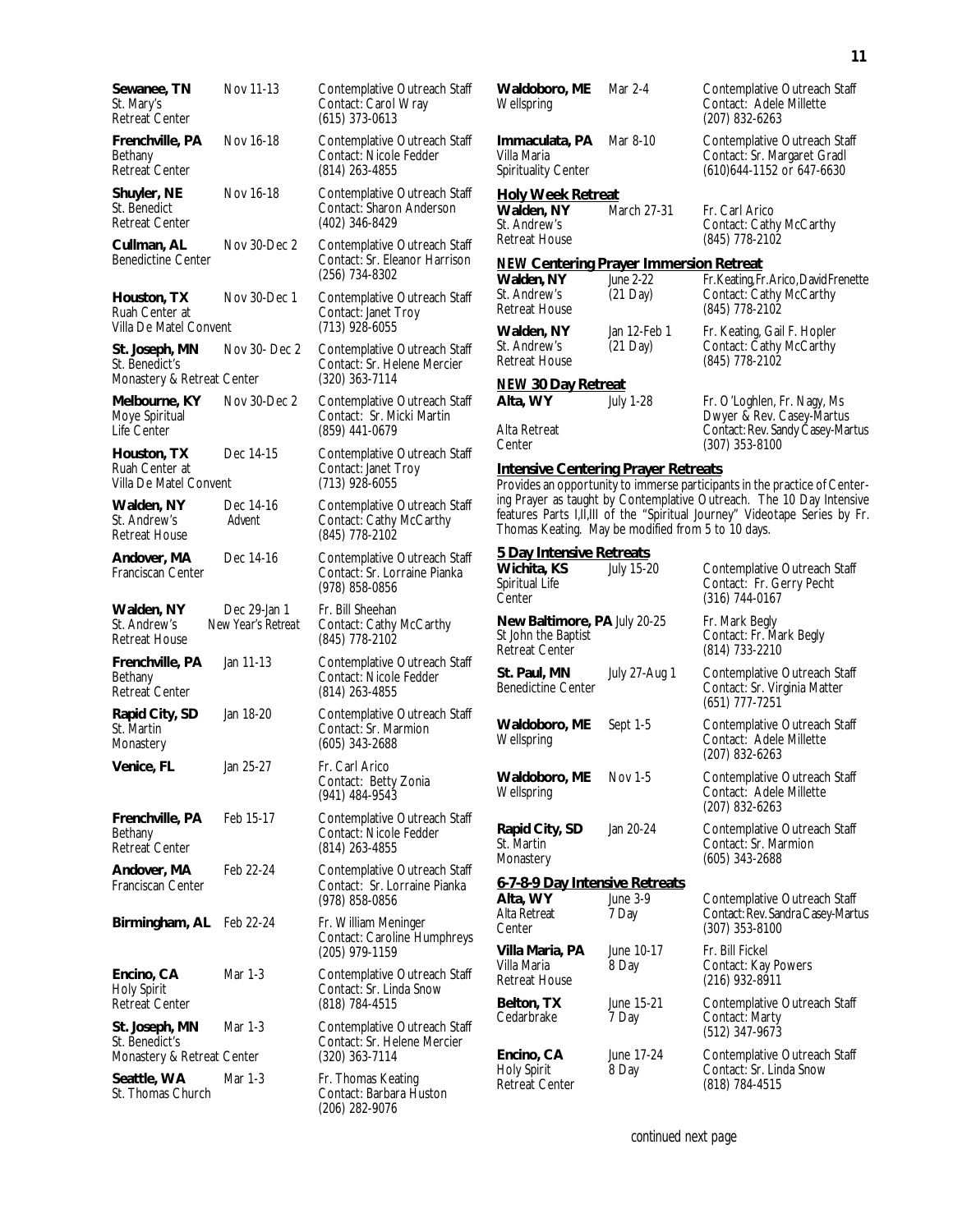**Sewanee, TN** Nov 11-13
St. Mary's Retreat Center
Contemplative Outreach Staff
Contact: Carol Wray
(615) 373-0613

**Frenchville, PA** Nov 16-18
Bethany Retreat Center
Contemplative Outreach Staff
Contact: Nicole Fedder
(814) 263-4855

**Shuyler, NE** Nov 16-18
St. Benedict Retreat Center
Contemplative Outreach Staff
Contact: Sharon Anderson
(402) 346-8429

**Cullman, AL** Nov 30-Dec 2
Benedictine Center
Contemplative Outreach Staff
Contact: Sr. Eleanor Harrison
(256) 734-8302

**Houston, TX** Nov 30-Dec 1
Ruah Center at Villa De Matel Convent
Contemplative Outreach Staff
Contact: Janet Troy
(713) 928-6055

**St. Joseph, MN** Nov 30- Dec 2
St. Benedict's Monastery & Retreat Center
Contemplative Outreach Staff
Contact: Sr. Helene Mercier
(320) 363-7114

**Melbourne, KY** Nov 30-Dec 2
Moye Spiritual Life Center
Contemplative Outreach Staff
Contact: Sr. Micki Martin
(859) 441-0679

**Houston, TX** Dec 14-15
Ruah Center at Villa De Matel Convent
Contemplative Outreach Staff
Contact: Janet Troy
(713) 928-6055

**Walden, NY** Dec 14-16
St. Andrew's Retreat House
Advent
Contemplative Outreach Staff
Contact: Cathy McCarthy
(845) 778-2102

**Andover, MA** Dec 14-16
Franciscan Center
Contemplative Outreach Staff
Contact: Sr. Lorraine Pianka
(978) 858-0856

**Walden, NY** Dec 29-Jan 1
St. Andrew's Retreat House
New Year's Retreat
Fr. Bill Sheehan
Contact: Cathy McCarthy
(845) 778-2102

**Frenchville, PA** Jan 11-13
Bethany Retreat Center
Contemplative Outreach Staff
Contact: Nicole Fedder
(814) 263-4855

**Rapid City, SD** Jan 18-20
St. Martin Monastery
Contemplative Outreach Staff
Contact: Sr. Marmion
(605) 343-2688

**Venice, FL** Jan 25-27
Fr. Carl Arico
Contact: Betty Zonia
(941) 484-9543

**Frenchville, PA** Feb 15-17
Bethany Retreat Center
Contemplative Outreach Staff
Contact: Nicole Fedder
(814) 263-4855

**Andover, MA** Feb 22-24
Franciscan Center
Contemplative Outreach Staff
Contact: Sr. Lorraine Pianka
(978) 858-0856

**Birmingham, AL** Feb 22-24
Fr. William Meninger
Contact: Caroline Humphreys
(205) 979-1159

**Encino, CA** Mar 1-3
Holy Spirit Retreat Center
Contemplative Outreach Staff
Contact: Sr. Linda Snow
(818) 784-4515

**St. Joseph, MN** Mar 1-3
St. Benedict's Monastery & Retreat Center
Contemplative Outreach Staff
Contact: Sr. Helene Mercier
(320) 363-7114

**Seattle, WA** Mar 1-3
St. Thomas Church
Fr. Thomas Keating
Contact: Barbara Huston
(206) 282-9076

**Waldoboro, ME** Mar 2-4
Wellspring
Contemplative Outreach Staff
Contact: Adele Millette
(207) 832-6263

**Immaculata, PA** Mar 8-10
Villa Maria Spirituality Center
Contemplative Outreach Staff
Contact: Sr. Margaret Gradl
(610)644-1152 or 647-6630

## Holy Week Retreat

**Walden, NY** March 27-31
St. Andrew's Retreat House
Fr. Carl Arico
Contact: Cathy McCarthy
(845) 778-2102

## *NEW* Centering Prayer Immersion Retreat

**Walden, NY** June 2-22 (21 Day)
St. Andrew's Retreat House
Fr.Keating,Fr.Arico,David Frenette
Contact: Cathy McCarthy
(845) 778-2102

**Walden, NY** Jan 12-Feb 1 (21 Day)
St. Andrew's Retreat House
Fr. Keating, Gail F. Hopler
Contact: Cathy McCarthy
(845) 778-2102

## *NEW* 30 Day Retreat

**Alta, WY** July 1-28
Alta Retreat Center
Fr. O'Loghlen, Fr. Nagy, Ms Dwyer & Rev. Casey-Martus
Contact: Rev. Sandy Casey-Martus
(307) 353-8100

## Intensive Centering Prayer Retreats

Provides an opportunity to immerse participants in the practice of Centering Prayer as taught by Contemplative Outreach. The 10 Day Intensive features Parts I,II,III of the "Spiritual Journey" Videotape Series by Fr. Thomas Keating. May be modified from 5 to 10 days.

## 5 Day Intensive Retreats

**Wichita, KS** July 15-20
Spiritual Life Center
Contemplative Outreach Staff
Contact: Fr. Gerry Pecht
(316) 744-0167

**New Baltimore, PA** July 20-25
St John the Baptist Retreat Center
Fr. Mark Begly
Contact: Fr. Mark Begly
(814) 733-2210

**St. Paul, MN** July 27-Aug 1
Benedictine Center
Contemplative Outreach Staff
Contact: Sr. Virginia Matter
(651) 777-7251

**Waldoboro, ME** Sept 1-5
Wellspring
Contemplative Outreach Staff
Contact: Adele Millette
(207) 832-6263

**Waldoboro, ME** Nov 1-5
Wellspring
Contemplative Outreach Staff
Contact: Adele Millette
(207) 832-6263

**Rapid City, SD** Jan 20-24
St. Martin Monastery
Contemplative Outreach Staff
Contact: Sr. Marmion
(605) 343-2688

## 6-7-8-9 Day Intensive Retreats

**Alta, WY** June 3-9 (7 Day)
Alta Retreat Center
Contemplative Outreach Staff
Contact: Rev. Sandra Casey-Martus
(307) 353-8100

**Villa Maria, PA** June 10-17 (8 Day)
Villa Maria Retreat House
Fr. Bill Fickel
Contact: Kay Powers
(216) 932-8911

**Belton, TX** June 15-21 (7 Day)
Cedarbrake
Contemplative Outreach Staff
Contact: Marty
(512) 347-9673

**Encino, CA** June 17-24 (8 Day)
Holy Spirit Retreat Center
Contemplative Outreach Staff
Contact: Sr. Linda Snow
(818) 784-4515

*continued next page*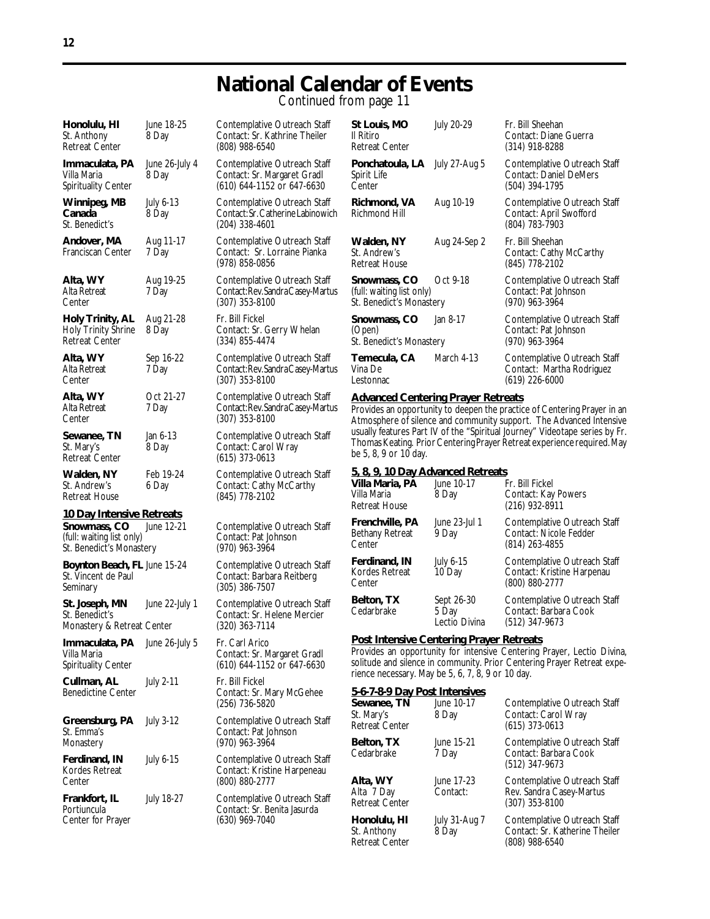# National Calendar of Events

Continued from page 11

| Location | Dates | Presenter / Contact |
|---|---|---|
| **Honolulu, HI** St. Anthony Retreat Center | June 18-25 8 Day | Contemplative Outreach Staff Contact: Sr. Kathrine Theiler (808) 988-6540 |
| **Immaculata, PA** Villa Maria Spirituality Center | June 26-July 4 8 Day | Contemplative Outreach Staff Contact: Sr. Margaret Gradl (610) 644-1152 or 647-6630 |
| **Winnipeg, MB Canada** St. Benedict's | July 6-13 8 Day | Contemplative Outreach Staff Contact: Sr. Catherine Labinowich (204) 338-4601 |
| **Andover, MA** Franciscan Center | Aug 11-17 7 Day | Contemplative Outreach Staff Contact: Sr. Lorraine Pianka (978) 858-0856 |
| **Alta, WY** Alta Retreat Center | Aug 19-25 7 Day | Contemplative Outreach Staff Contact: Rev. Sandra Casey-Martus (307) 353-8100 |
| **Holy Trinity, AL** Holy Trinity Shrine Retreat Center | Aug 21-28 8 Day | Fr. Bill Fickel Contact: Sr. Gerry Whelan (334) 855-4474 |
| **Alta, WY** Alta Retreat Center | Sep 16-22 7 Day | Contemplative Outreach Staff Contact: Rev. Sandra Casey-Martus (307) 353-8100 |
| **Alta, WY** Alta Retreat Center | Oct 21-27 7 Day | Contemplative Outreach Staff Contact: Rev. Sandra Casey-Martus (307) 353-8100 |
| **Sewanee, TN** St. Mary's Retreat Center | Jan 6-13 8 Day | Contemplative Outreach Staff Contact: Carol Wray (615) 373-0613 |
| **Walden, NY** St. Andrew's Retreat House | Feb 19-24 6 Day | Contemplative Outreach Staff Contact: Cathy McCarthy (845) 778-2102 |

## 10 Day Intensive Retreats

| Location | Dates | Presenter / Contact |
|---|---|---|
| **Snowmass, CO** (full: waiting list only) St. Benedict's Monastery | June 12-21 | Contemplative Outreach Staff Contact: Pat Johnson (970) 963-3964 |
| **Boynton Beach, FL** St. Vincent de Paul Seminary | June 15-24 | Contemplative Outreach Staff Contact: Barbara Reitberg (305) 386-7507 |
| **St. Joseph, MN** St. Benedict's Monastery & Retreat Center | June 22-July 1 | Contemplative Outreach Staff Contact: Sr. Helene Mercier (320) 363-7114 |
| **Immaculata, PA** Villa Maria Spirituality Center | June 26-July 5 | Fr. Carl Arico Contact: Sr. Margaret Gradl (610) 644-1152 or 647-6630 |
| **Cullman, AL** Benedictine Center | July 2-11 | Fr. Bill Fickel Contact: Sr. Mary McGehee (256) 736-5820 |
| **Greensburg, PA** St. Emma's Monastery | July 3-12 | Contemplative Outreach Staff Contact: Pat Johnson (970) 963-3964 |
| **Ferdinand, IN** Kordes Retreat Center | July 6-15 | Contemplative Outreach Staff Contact: Kristine Harpeneau (800) 880-2777 |
| **Frankfort, IL** Portiuncula Center for Prayer | July 18-27 | Contemplative Outreach Staff Contact: Sr. Benita Jasurda (630) 969-7040 |
| **St Louis, MO** Il Ritiro Retreat Center | July 20-29 | Fr. Bill Sheehan Contact: Diane Guerra (314) 918-8288 |
| **Ponchatoula, LA** Spirit Life Center | July 27-Aug 5 | Contemplative Outreach Staff Contact: Daniel DeMers (504) 394-1795 |
| **Richmond, VA** Richmond Hill | Aug 10-19 | Contemplative Outreach Staff Contact: April Swofford (804) 783-7903 |
| **Walden, NY** St. Andrew's Retreat House | Aug 24-Sep 2 | Fr. Bill Sheehan Contact: Cathy McCarthy (845) 778-2102 |
| **Snowmass, CO** (full: waiting list only) St. Benedict's Monastery | Oct 9-18 | Contemplative Outreach Staff Contact: Pat Johnson (970) 963-3964 |
| **Snowmass, CO** (Open) St. Benedict's Monastery | Jan 8-17 | Contemplative Outreach Staff Contact: Pat Johnson (970) 963-3964 |
| **Temecula, CA** Vina De Lestonnac | March 4-13 | Contemplative Outreach Staff Contact: Martha Rodriguez (619) 226-6000 |

## Advanced Centering Prayer Retreats

Provides an opportunity to deepen the practice of Centering Prayer in an Atmosphere of silence and community support. The Advanced Intensive usually features Part IV of the "Spiritual Journey" Videotape series by Fr. Thomas Keating. Prior Centering Prayer Retreat experience required. May be 5, 8, 9 or 10 day.

### 5, 8, 9, 10 Day Advanced Retreats

| Location | Dates | Presenter / Contact |
|---|---|---|
| **Villa Maria, PA** Villa Maria Retreat House | June 10-17 8 Day | Fr. Bill Fickel Contact: Kay Powers (216) 932-8911 |
| **Frenchville, PA** Bethany Retreat Center | June 23-Jul 1 9 Day | Contemplative Outreach Staff Contact: Nicole Fedder (814) 263-4855 |
| **Ferdinand, IN** Kordes Retreat Center | July 6-15 10 Day | Contemplative Outreach Staff Contact: Kristine Harpenau (800) 880-2777 |
| **Belton, TX** Cedarbrake | Sept 26-30 5 Day Lectio Divina | Contemplative Outreach Staff Contact: Barbara Cook (512) 347-9673 |

## Post Intensive Centering Prayer Retreats

Provides an opportunity for intensive Centering Prayer, Lectio Divina, solitude and silence in community. Prior Centering Prayer Retreat experience necessary. May be 5, 6, 7, 8, 9 or 10 day.

### 5-6-7-8-9 Day Post Intensives

| Location | Dates | Presenter / Contact |
|---|---|---|
| **Sewanee, TN** St. Mary's Retreat Center | June 10-17 8 Day | Contemplative Outreach Staff Contact: Carol Wray (615) 373-0613 |
| **Belton, TX** Cedarbrake | June 15-21 7 Day | Contemplative Outreach Staff Contact: Barbara Cook (512) 347-9673 |
| **Alta, WY** Alta 7 Day Retreat Center | June 17-23 Contact: | Contemplative Outreach Staff Rev. Sandra Casey-Martus (307) 353-8100 |
| **Honolulu, HI** St. Anthony Retreat Center | July 31-Aug 7 8 Day | Contemplative Outreach Staff Contact: Sr. Katherine Theiler (808) 988-6540 |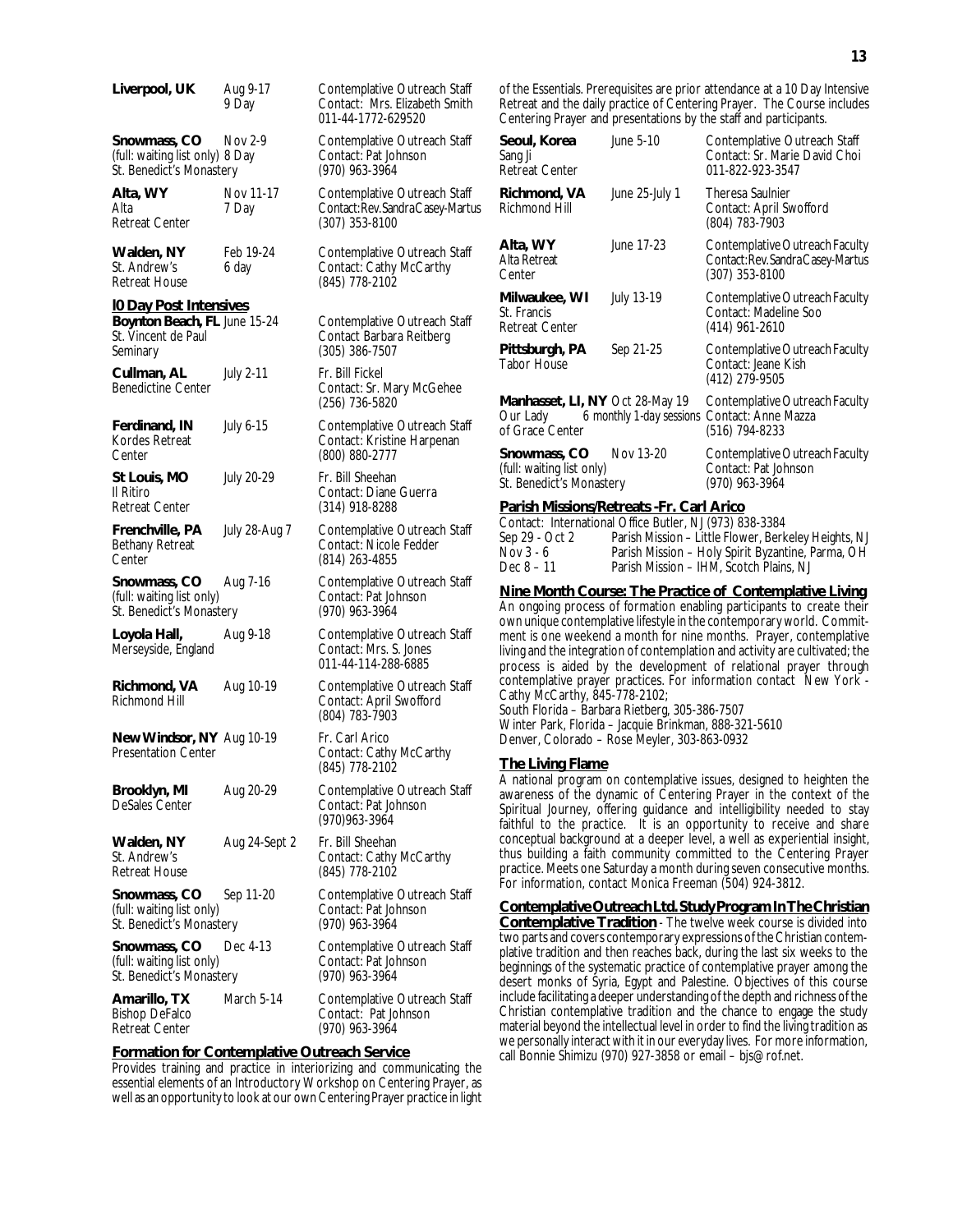**Liverpool, UK** — Aug 9-17, 9 Day — Contemplative Outreach Staff. Contact: Mrs. Elizabeth Smith, 011-44-1772-629520

**Snowmass, CO** (full: waiting list only) St. Benedict's Monastery — Nov 2-9, 8 Day — Contemplative Outreach Staff. Contact: Pat Johnson, (970) 963-3964

**Alta, WY** Alta Retreat Center — Nov 11-17, 7 Day — Contemplative Outreach Staff. Contact: Rev. Sandra Casey-Martus, (307) 353-8100

**Walden, NY** St. Andrew's Retreat House — Feb 19-24, 6 day — Contemplative Outreach Staff. Contact: Cathy McCarthy, (845) 778-2102

## l0 Day Post Intensives

**Boynton Beach, FL** St. Vincent de Paul Seminary — June 15-24 — Contemplative Outreach Staff. Contact Barbara Reitberg, (305) 386-7507

**Cullman, AL** Benedictine Center — July 2-11 — Fr. Bill Fickel. Contact: Sr. Mary McGehee, (256) 736-5820

**Ferdinand, IN** Kordes Retreat Center — July 6-15 — Contemplative Outreach Staff. Contact: Kristine Harpenan, (800) 880-2777

**St Louis, MO** Il Ritiro Retreat Center — July 20-29 — Fr. Bill Sheehan. Contact: Diane Guerra, (314) 918-8288

**Frenchville, PA** Bethany Retreat Center — July 28-Aug 7 — Contemplative Outreach Staff. Contact: Nicole Fedder, (814) 263-4855

**Snowmass, CO** (full: waiting list only) St. Benedict's Monastery — Aug 7-16 — Contemplative Outreach Staff. Contact: Pat Johnson, (970) 963-3964

**Loyola Hall,** Merseyside, England — Aug 9-18 — Contemplative Outreach Staff. Contact: Mrs. S. Jones, 011-44-114-288-6885

**Richmond, VA** Richmond Hill — Aug 10-19 — Contemplative Outreach Staff. Contact: April Swofford, (804) 783-7903

**New Windsor, NY** Presentation Center — Aug 10-19 — Fr. Carl Arico. Contact: Cathy McCarthy, (845) 778-2102

**Brooklyn, MI** DeSales Center — Aug 20-29 — Contemplative Outreach Staff. Contact: Pat Johnson, (970)963-3964

**Walden, NY** St. Andrew's Retreat House — Aug 24-Sept 2 — Fr. Bill Sheehan. Contact: Cathy McCarthy, (845) 778-2102

**Snowmass, CO** (full: waiting list only) St. Benedict's Monastery — Sep 11-20 — Contemplative Outreach Staff. Contact: Pat Johnson, (970) 963-3964

**Snowmass, CO** (full: waiting list only) St. Benedict's Monastery — Dec 4-13 — Contemplative Outreach Staff. Contact: Pat Johnson, (970) 963-3964

**Amarillo, TX** Bishop DeFalco Retreat Center — March 5-14 — Contemplative Outreach Staff. Contact: Pat Johnson, (970) 963-3964

## Formation for Contemplative Outreach Service

Provides training and practice in interiorizing and communicating the essential elements of an Introductory Workshop on Centering Prayer, as well as an opportunity to look at our own Centering Prayer practice in light of the Essentials. Prerequisites are prior attendance at a 10 Day Intensive Retreat and the daily practice of Centering Prayer. The Course includes Centering Prayer and presentations by the staff and participants.

**Seoul, Korea** Sang Ji Retreat Center — June 5-10 — Contemplative Outreach Staff. Contact: Sr. Marie David Choi, 011-822-923-3547

**Richmond, VA** Richmond Hill — June 25-July 1 — Theresa Saulnier. Contact: April Swofford, (804) 783-7903

**Alta, WY** Alta Retreat Center — June 17-23 — Contemplative Outreach Faculty. Contact: Rev. Sandra Casey-Martus, (307) 353-8100

**Milwaukee, WI** St. Francis Retreat Center — July 13-19 — Contemplative Outreach Faculty. Contact: Madeline Soo, (414) 961-2610

**Pittsburgh, PA** Tabor House — Sep 21-25 — Contemplative Outreach Faculty. Contact: Jeane Kish, (412) 279-9505

**Manhasset, LI, NY** Our Lady of Grace Center — Oct 28-May 19, 6 monthly 1-day sessions — Contemplative Outreach Faculty. Contact: Anne Mazza, (516) 794-8233

**Snowmass, CO** (full: waiting list only) St. Benedict's Monastery — Nov 13-20 — Contemplative Outreach Faculty. Contact: Pat Johnson, (970) 963-3964

## Parish Missions/Retreats -Fr. Carl Arico

Contact: International Office Butler, NJ (973) 838-3384

| | |
|---|---|
| Sep 29 - Oct 2 | Parish Mission – Little Flower, Berkeley Heights, NJ |
| Nov 3 - 6 | Parish Mission – Holy Spirit Byzantine, Parma, OH |
| Dec 8 – 11 | Parish Mission – IHM, Scotch Plains, NJ |

## Nine Month Course: The Practice of Contemplative Living

An ongoing process of formation enabling participants to create their own unique contemplative lifestyle in the contemporary world. Commitment is one weekend a month for nine months. Prayer, contemplative living and the integration of contemplation and activity are cultivated; the process is aided by the development of relational prayer through contemplative prayer practices. For information contact New York - Cathy McCarthy, 845-778-2102;
South Florida – Barbara Rietberg, 305-386-7507
Winter Park, Florida – Jacquie Brinkman, 888-321-5610
Denver, Colorado – Rose Meyler, 303-863-0932

## The Living Flame

A national program on contemplative issues, designed to heighten the awareness of the dynamic of Centering Prayer in the context of the Spiritual Journey, offering guidance and intelligibility needed to stay faithful to the practice. It is an opportunity to receive and share conceptual background at a deeper level, a well as experiential insight, thus building a faith community committed to the Centering Prayer practice. Meets one Saturday a month during seven consecutive months. For information, contact Monica Freeman (504) 924-3812.

## Contemplative Outreach Ltd. Study Program In The Christian Contemplative Tradition

- The twelve week course is divided into two parts and covers contemporary expressions of the Christian contemplative tradition and then reaches back, during the last six weeks to the beginnings of the systematic practice of contemplative prayer among the desert monks of Syria, Egypt and Palestine. Objectives of this course include facilitating a deeper understanding of the depth and richness of the Christian contemplative tradition and the chance to engage the study material beyond the intellectual level in order to find the living tradition as we personally interact with it in our everyday lives. For more information, call Bonnie Shimizu (970) 927-3858 or email – bjs@rof.net.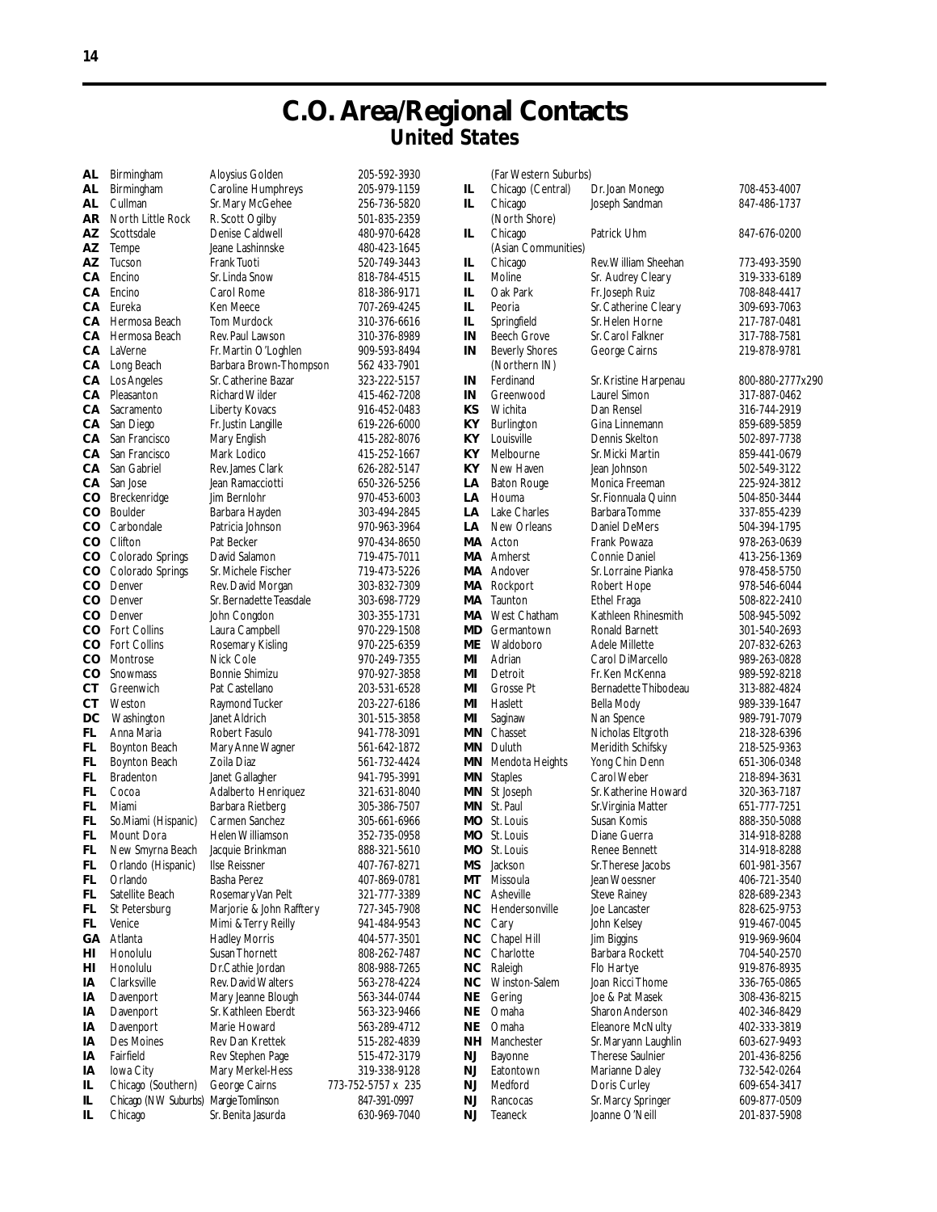# C.O. Area/Regional Contacts
## United States

| State | City | Contact | Phone |
|---|---|---|---|
| AL | Birmingham | Aloysius Golden | 205-592-3930 |
| AL | Birmingham | Caroline Humphreys | 205-979-1159 |
| AL | Cullman | Sr. Mary McGehee | 256-736-5820 |
| AR | North Little Rock | R. Scott Ogilby | 501-835-2359 |
| AZ | Scottsdale | Denise Caldwell | 480-970-6428 |
| AZ | Tempe | Jeane Lashinnske | 480-423-1645 |
| AZ | Tucson | Frank Tuoti | 520-749-3443 |
| CA | Encino | Sr. Linda Snow | 818-784-4515 |
| CA | Encino | Carol Rome | 818-386-9171 |
| CA | Eureka | Ken Meece | 707-269-4245 |
| CA | Hermosa Beach | Tom Murdock | 310-376-6616 |
| CA | Hermosa Beach | Rev. Paul Lawson | 310-376-8989 |
| CA | LaVerne | Fr. Martin O'Loghlen | 909-593-8494 |
| CA | Long Beach | Barbara Brown-Thompson | 562 433-7901 |
| CA | Los Angeles | Sr. Catherine Bazar | 323-222-5157 |
| CA | Pleasanton | Richard Wilder | 415-462-7208 |
| CA | Sacramento | Liberty Kovacs | 916-452-0483 |
| CA | San Diego | Fr. Justin Langille | 619-226-6000 |
| CA | San Francisco | Mary English | 415-282-8076 |
| CA | San Francisco | Mark Lodico | 415-252-1667 |
| CA | San Gabriel | Rev. James Clark | 626-282-5147 |
| CA | San Jose | Jean Ramacciotti | 650-326-5256 |
| CO | Breckenridge | Jim Bernlohr | 970-453-6003 |
| CO | Boulder | Barbara Hayden | 303-494-2845 |
| CO | Carbondale | Patricia Johnson | 970-963-3964 |
| CO | Clifton | Pat Becker | 970-434-8650 |
| CO | Colorado Springs | David Salamon | 719-475-7011 |
| CO | Colorado Springs | Sr. Michele Fischer | 719-473-5226 |
| CO | Denver | Rev. David Morgan | 303-832-7309 |
| CO | Denver | Sr. Bernadette Teasdale | 303-698-7729 |
| CO | Denver | John Congdon | 303-355-1731 |
| CO | Fort Collins | Laura Campbell | 970-229-1508 |
| CO | Fort Collins | Rosemary Kisling | 970-225-6359 |
| CO | Montrose | Nick Cole | 970-249-7355 |
| CO | Snowmass | Bonnie Shimizu | 970-927-3858 |
| CT | Greenwich | Pat Castellano | 203-531-6528 |
| CT | Weston | Raymond Tucker | 203-227-6186 |
| DC | Washington | Janet Aldrich | 301-515-3858 |
| FL | Anna Maria | Robert Fasulo | 941-778-3091 |
| FL | Boynton Beach | Mary Anne Wagner | 561-642-1872 |
| FL | Boynton Beach | Zoila Diaz | 561-732-4424 |
| FL | Bradenton | Janet Gallagher | 941-795-3991 |
| FL | Cocoa | Adalberto Henriquez | 321-631-8040 |
| FL | Miami | Barbara Rietberg | 305-386-7507 |
| FL | So.Miami (Hispanic) | Carmen Sanchez | 305-661-6966 |
| FL | Mount Dora | Helen Williamson | 352-735-0958 |
| FL | New Smyrna Beach | Jacquie Brinkman | 888-321-5610 |
| FL | Orlando (Hispanic) | Ilse Reissner | 407-767-8271 |
| FL | Orlando | Basha Perez | 407-869-0781 |
| FL | Satellite Beach | Rosemary Van Pelt | 321-777-3389 |
| FL | St Petersburg | Marjorie & John Rafftery | 727-345-7908 |
| FL | Venice | Mimi & Terry Reilly | 941-484-9543 |
| GA | Atlanta | Hadley Morris | 404-577-3501 |
| HI | Honolulu | Susan Thornett | 808-262-7487 |
| HI | Honolulu | Dr. Cathie Jordan | 808-988-7265 |
| IA | Clarksville | Rev. David Walters | 563-278-4224 |
| IA | Davenport | Mary Jeanne Blough | 563-344-0744 |
| IA | Davenport | Sr. Kathleen Eberdt | 563-323-9466 |
| IA | Davenport | Marie Howard | 563-289-4712 |
| IA | Des Moines | Rev Dan Krettek | 515-282-4839 |
| IA | Fairfield | Rev Stephen Page | 515-472-3179 |
| IA | Iowa City | Mary Merkel-Hess | 319-338-9128 |
| IL | Chicago (Southern) | George Cairns | 773-752-5757 x 235 |
| IL | Chicago (NW Suburbs) | Margie Tomlinson | 847-391-0997 |
| IL | Chicago (Far Western Suburbs) | Sr. Benita Jasurda | 630-969-7040 |
| IL | Chicago (Central) | Dr. Joan Monego | 708-453-4007 |
| IL | Chicago (North Shore) | Joseph Sandman | 847-486-1737 |
| IL | Chicago (Asian Communities) | Patrick Uhm | 847-676-0200 |
| IL | Chicago | Rev. William Sheehan | 773-493-3590 |
| IL | Moline | Sr. Audrey Cleary | 319-333-6189 |
| IL | Oak Park | Fr. Joseph Ruiz | 708-848-4417 |
| IL | Peoria | Sr. Catherine Cleary | 309-693-7063 |
| IL | Springfield | Sr. Helen Horne | 217-787-0481 |
| IN | Beech Grove | Sr. Carol Falkner | 317-788-7581 |
| IN | Beverly Shores (Northern IN) | George Cairns | 219-878-9781 |
| IN | Ferdinand | Sr. Kristine Harpenau | 800-880-2777x290 |
| IN | Greenwood | Laurel Simon | 317-887-0462 |
| KS | Wichita | Dan Rensel | 316-744-2919 |
| KY | Burlington | Gina Linnemann | 859-689-5859 |
| KY | Louisville | Dennis Skelton | 502-897-7738 |
| KY | Melbourne | Sr. Micki Martin | 859-441-0679 |
| KY | New Haven | Jean Johnson | 502-549-3122 |
| LA | Baton Rouge | Monica Freeman | 225-924-3812 |
| LA | Houma | Sr. Fionnuala Quinn | 504-850-3444 |
| LA | Lake Charles | Barbara Tomme | 337-855-4239 |
| LA | New Orleans | Daniel DeMers | 504-394-1795 |
| MA | Acton | Frank Powaza | 978-263-0639 |
| MA | Amherst | Connie Daniel | 413-256-1369 |
| MA | Andover | Sr. Lorraine Pianka | 978-458-5750 |
| MA | Rockport | Robert Hope | 978-546-6044 |
| MA | Taunton | Ethel Fraga | 508-822-2410 |
| MA | West Chatham | Kathleen Rhinesmith | 508-945-5092 |
| MD | Germantown | Ronald Barnett | 301-540-2693 |
| ME | Waldoboro | Adele Millette | 207-832-6263 |
| MI | Adrian | Carol DiMarcello | 989-263-0828 |
| MI | Detroit | Fr. Ken McKenna | 989-592-8218 |
| MI | Grosse Pt | Bernadette Thibodeau | 313-882-4824 |
| MI | Haslett | Bella Mody | 989-339-1647 |
| MI | Saginaw | Nan Spence | 989-791-7079 |
| MN | Chasset | Nicholas Eltgroth | 218-328-6396 |
| MN | Duluth | Meridith Schifsky | 218-525-9363 |
| MN | Mendota Heights | Yong Chin Denn | 651-306-0348 |
| MN | Staples | Carol Weber | 218-894-3631 |
| MN | St Joseph | Sr. Katherine Howard | 320-363-7187 |
| MN | St. Paul | Sr. Virginia Matter | 651-777-7251 |
| MO | St. Louis | Susan Komis | 888-350-5088 |
| MO | St. Louis | Diane Guerra | 314-918-8288 |
| MO | St. Louis | Renee Bennett | 314-918-8288 |
| MS | Jackson | Sr. Therese Jacobs | 601-981-3567 |
| MT | Missoula | Jean Woessner | 406-721-3540 |
| NC | Asheville | Steve Rainey | 828-689-2343 |
| NC | Hendersonville | Joe Lancaster | 828-625-9753 |
| NC | Cary | John Kelsey | 919-467-0045 |
| NC | Chapel Hill | Jim Biggins | 919-969-9604 |
| NC | Charlotte | Barbara Rockett | 704-540-2570 |
| NC | Raleigh | Flo Hartye | 919-876-8935 |
| NC | Winston-Salem | Joan Ricci Thome | 336-765-0865 |
| NE | Gering | Joe & Pat Masek | 308-436-8215 |
| NE | Omaha | Sharon Anderson | 402-346-8429 |
| NE | Omaha | Eleanore McNulty | 402-333-3819 |
| NH | Manchester | Sr. Maryann Laughlin | 603-627-9493 |
| NJ | Bayonne | Therese Saulnier | 201-436-8256 |
| NJ | Eatontown | Marianne Daley | 732-542-0264 |
| NJ | Medford | Doris Curley | 609-654-3417 |
| NJ | Rancocas | Sr. Marcy Springer | 609-877-0509 |
| NJ | Teaneck | Joanne O'Neill | 201-837-5908 |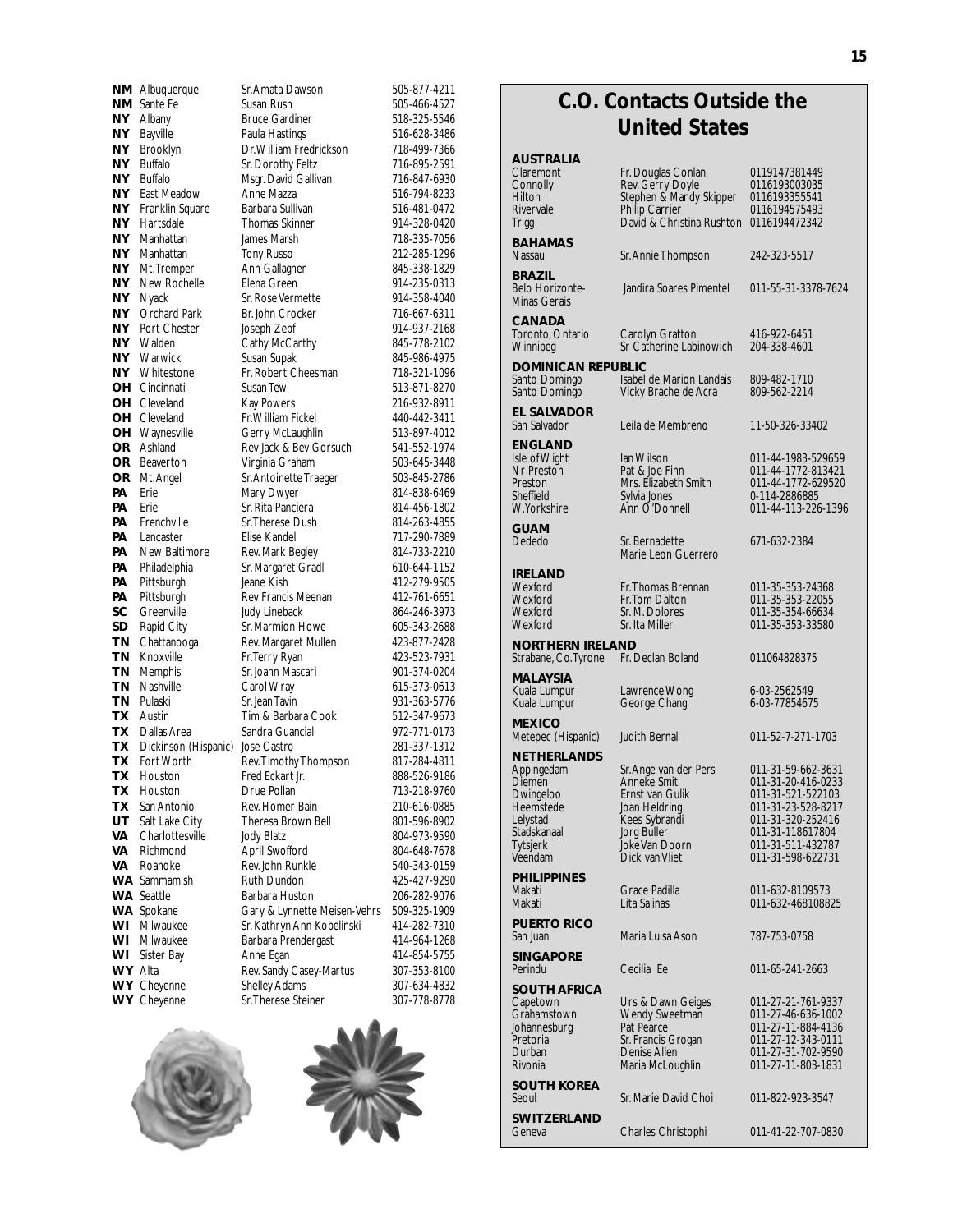| State | City | Contact | Phone |
|---|---|---|---|
| NM | Albuquerque | Sr.Amata Dawson | 505-877-4211 |
| NM | Sante Fe | Susan Rush | 505-466-4527 |
| NY | Albany | Bruce Gardiner | 518-325-5546 |
| NY | Bayville | Paula Hastings | 516-628-3486 |
| NY | Brooklyn | Dr.William Fredrickson | 718-499-7366 |
| NY | Buffalo | Sr. Dorothy Feltz | 716-895-2591 |
| NY | Buffalo | Msgr. David Gallivan | 716-847-6930 |
| NY | East Meadow | Anne Mazza | 516-794-8233 |
| NY | Franklin Square | Barbara Sullivan | 516-481-0472 |
| NY | Hartsdale | Thomas Skinner | 914-328-0420 |
| NY | Manhattan | James Marsh | 718-335-7056 |
| NY | Manhattan | Tony Russo | 212-285-1296 |
| NY | Mt.Tremper | Ann Gallagher | 845-338-1829 |
| NY | New Rochelle | Elena Green | 914-235-0313 |
| NY | Nyack | Sr. Rose Vermette | 914-358-4040 |
| NY | Orchard Park | Br. John Crocker | 716-667-6311 |
| NY | Port Chester | Joseph Zepf | 914-937-2168 |
| NY | Walden | Cathy McCarthy | 845-778-2102 |
| NY | Warwick | Susan Supak | 845-986-4975 |
| NY | Whitestone | Fr. Robert Cheesman | 718-321-1096 |
| OH | Cincinnati | Susan Tew | 513-871-8270 |
| OH | Cleveland | Kay Powers | 216-932-8911 |
| OH | Cleveland | Fr.William Fickel | 440-442-3411 |
| OH | Waynesville | Gerry McLaughlin | 513-897-4012 |
| OR | Ashland | Rev Jack & Bev Gorsuch | 541-552-1974 |
| OR | Beaverton | Virginia Graham | 503-645-3448 |
| OR | Mt.Angel | Sr.Antoinette Traeger | 503-845-2786 |
| PA | Erie | Mary Dwyer | 814-838-6469 |
| PA | Erie | Sr. Rita Panciera | 814-456-1802 |
| PA | Frenchville | Sr.Therese Dush | 814-263-4855 |
| PA | Lancaster | Elise Kandel | 717-290-7889 |
| PA | New Baltimore | Rev. Mark Begley | 814-733-2210 |
| PA | Philadelphia | Sr. Margaret Gradl | 610-644-1152 |
| PA | Pittsburgh | Jeane Kish | 412-279-9505 |
| PA | Pittsburgh | Rev Francis Meenan | 412-761-6651 |
| SC | Greenville | Judy Lineback | 864-246-3973 |
| SD | Rapid City | Sr. Marmion Howe | 605-343-2688 |
| TN | Chattanooga | Rev. Margaret Mullen | 423-877-2428 |
| TN | Knoxville | Fr.Terry Ryan | 423-523-7931 |
| TN | Memphis | Sr. Joann Mascari | 901-374-0204 |
| TN | Nashville | Carol Wray | 615-373-0613 |
| TN | Pulaski | Sr. Jean Tavin | 931-363-5776 |
| TX | Austin | Tim & Barbara Cook | 512-347-9673 |
| TX | Dallas Area | Sandra Guancial | 972-771-0173 |
| TX | Dickinson (Hispanic) | Jose Castro | 281-337-1312 |
| TX | Fort Worth | Rev.Timothy Thompson | 817-284-4811 |
| TX | Houston | Fred Eckart Jr. | 888-526-9186 |
| TX | Houston | Drue Pollan | 713-218-9760 |
| TX | San Antonio | Rev. Homer Bain | 210-616-0885 |
| UT | Salt Lake City | Theresa Brown Bell | 801-596-8902 |
| VA | Charlottesville | Jody Blatz | 804-973-9590 |
| VA | Richmond | April Swofford | 804-648-7678 |
| VA | Roanoke | Rev. John Runkle | 540-343-0159 |
| WA | Sammamish | Ruth Dundon | 425-427-9290 |
| WA | Seattle | Barbara Huston | 206-282-9076 |
| WA | Spokane | Gary & Lynnette Meisen-Vehrs | 509-325-1909 |
| WI | Milwaukee | Sr. Kathryn Ann Kobelinski | 414-282-7310 |
| WI | Milwaukee | Barbara Prendergast | 414-964-1268 |
| WI | Sister Bay | Anne Egan | 414-854-5755 |
| WY | Alta | Rev. Sandy Casey-Martus | 307-353-8100 |
| WY | Cheyenne | Shelley Adams | 307-634-4832 |
| WY | Cheyenne | Sr.Therese Steiner | 307-778-8778 |

## C.O. Contacts Outside the United States

| Location | Contact | Phone |
|---|---|---|
| **AUSTRALIA** | | |
| Claremont | Fr. Douglas Conlan | 0119147381449 |
| Connolly | Rev. Gerry Doyle | 0116193003035 |
| Hilton | Stephen & Mandy Skipper | 0116193355541 |
| Rivervale | Philip Carrier | 0116194575493 |
| Trigg | David & Christina Rushton | 0116194472342 |
| **BAHAMAS** | | |
| Nassau | Sr. Annie Thompson | 242-323-5517 |
| **BRAZIL** | | |
| Belo Horizonte-Minas Gerais | Jandira Soares Pimentel | 011-55-31-3378-7624 |
| **CANADA** | | |
| Toronto, Ontario | Carolyn Gratton | 416-922-6451 |
| Winnipeg | Sr Catherine Labinowich | 204-338-4601 |
| **DOMINICAN REPUBLIC** | | |
| Santo Domingo | Isabel de Marion Landais | 809-482-1710 |
| Santo Domingo | Vicky Brache de Acra | 809-562-2214 |
| **EL SALVADOR** | | |
| San Salvador | Leila de Membreno | 11-50-326-33402 |
| **ENGLAND** | | |
| Isle of Wight | Ian Wilson | 011-44-1983-529659 |
| Nr Preston | Pat & Joe Finn | 011-44-1772-813421 |
| Preston | Mrs. Elizabeth Smith | 011-44-1772-629520 |
| Sheffield | Sylvia Jones | 0-114-2886885 |
| W.Yorkshire | Ann O'Donnell | 011-44-113-226-1396 |
| **GUAM** | | |
| Dededo | Sr. Bernadette Marie Leon Guerrero | 671-632-2384 |
| **IRELAND** | | |
| Wexford | Fr.Thomas Brennan | 011-35-353-24368 |
| Wexford | Fr.Tom Dalton | 011-35-353-22055 |
| Wexford | Sr. M. Dolores | 011-35-354-66634 |
| Wexford | Sr. Ita Miller | 011-35-353-33580 |
| **NORTHERN IRELAND** | | |
| Strabane, Co.Tyrone | Fr. Declan Boland | 011064828375 |
| **MALAYSIA** | | |
| Kuala Lumpur | Lawrence Wong | 6-03-2562549 |
| Kuala Lumpur | George Chang | 6-03-77854675 |
| **MEXICO** | | |
| Metepec (Hispanic) | Judith Bernal | 011-52-7-271-1703 |
| **NETHERLANDS** | | |
| Appingedam | Sr.Ange van der Pers | 011-31-59-662-3631 |
| Diemen | Anneke Smit | 011-31-20-416-0233 |
| Dwingeloo | Ernst van Gulik | 011-31-521-522103 |
| Heemstede | Joan Heldring | 011-31-23-528-8217 |
| Lelystad | Kees Sybrandi | 011-31-320-252416 |
| Stadskanaal | Jorg Buller | 011-31-118617804 |
| Tytsjerk | Joke Van Doorn | 011-31-511-432787 |
| Veendam | Dick van Vliet | 011-31-598-622731 |
| **PHILIPPINES** | | |
| Makati | Grace Padilla | 011-632-8109573 |
| Makati | Lita Salinas | 011-632-468108825 |
| **PUERTO RICO** | | |
| San Juan | Maria Luisa Ason | 787-753-0758 |
| **SINGAPORE** | | |
| Perindu | Cecilia Ee | 011-65-241-2663 |
| **SOUTH AFRICA** | | |
| Capetown | Urs & Dawn Geiges | 011-27-21-761-9337 |
| Grahamstown | Wendy Sweetman | 011-27-46-636-1002 |
| Johannesburg | Pat Pearce | 011-27-11-884-4136 |
| Pretoria | Sr. Francis Grogan | 011-27-12-343-0111 |
| Durban | Denise Allen | 011-27-31-702-9590 |
| Rivonia | Maria McLoughlin | 011-27-11-803-1831 |
| **SOUTH KOREA** | | |
| Seoul | Sr. Marie David Choi | 011-822-923-3547 |
| **SWITZERLAND** | | |
| Geneva | Charles Christophi | 011-41-22-707-0830 |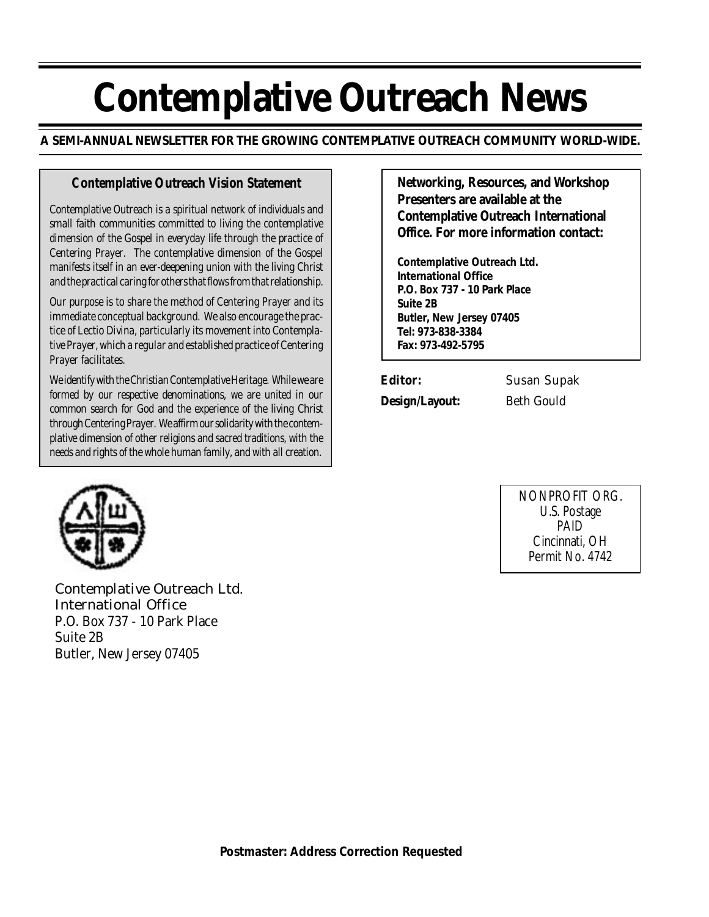# Contemplative Outreach News

**A SEMI-ANNUAL NEWSLETTER FOR THE GROWING CONTEMPLATIVE OUTREACH COMMUNITY WORLD-WIDE.**

### Contemplative Outreach Vision Statement

Contemplative Outreach is a spiritual network of individuals and small faith communities committed to living the contemplative dimension of the Gospel in everyday life through the practice of Centering Prayer. The contemplative dimension of the Gospel manifests itself in an ever-deepening union with the living Christ and the practical caring for others that flows from that relationship.

Our purpose is to share the method of Centering Prayer and its immediate conceptual background. We also encourage the practice of Lectio Divina, particularly its movement into Contemplative Prayer, which a regular and established practice of Centering Prayer facilitates.

We identify with the Christian Contemplative Heritage. While we are formed by our respective denominations, we are united in our common search for God and the experience of the living Christ through Centering Prayer. We affirm our solidarity with the contemplative dimension of other religions and sacred traditions, with the needs and rights of the whole human family, and with all creation.

**Networking, Resources, and Workshop Presenters are available at the Contemplative Outreach International Office. For more information contact:**

**Contemplative Outreach Ltd.**
**International Office**
**P.O. Box 737 - 10 Park Place**
**Suite 2B**
**Butler, New Jersey 07405**
**Tel: 973-838-3384**
**Fax: 973-492-5795**

**Editor:** Susan Supak
**Design/Layout:** Beth Gould

Contemplative Outreach Ltd.
International Office
P.O. Box 737 - 10 Park Place
Suite 2B
Butler, New Jersey 07405

NONPROFIT ORG.
U.S. Postage
PAID
Cincinnati, OH
Permit No. 4742

**Postmaster: Address Correction Requested**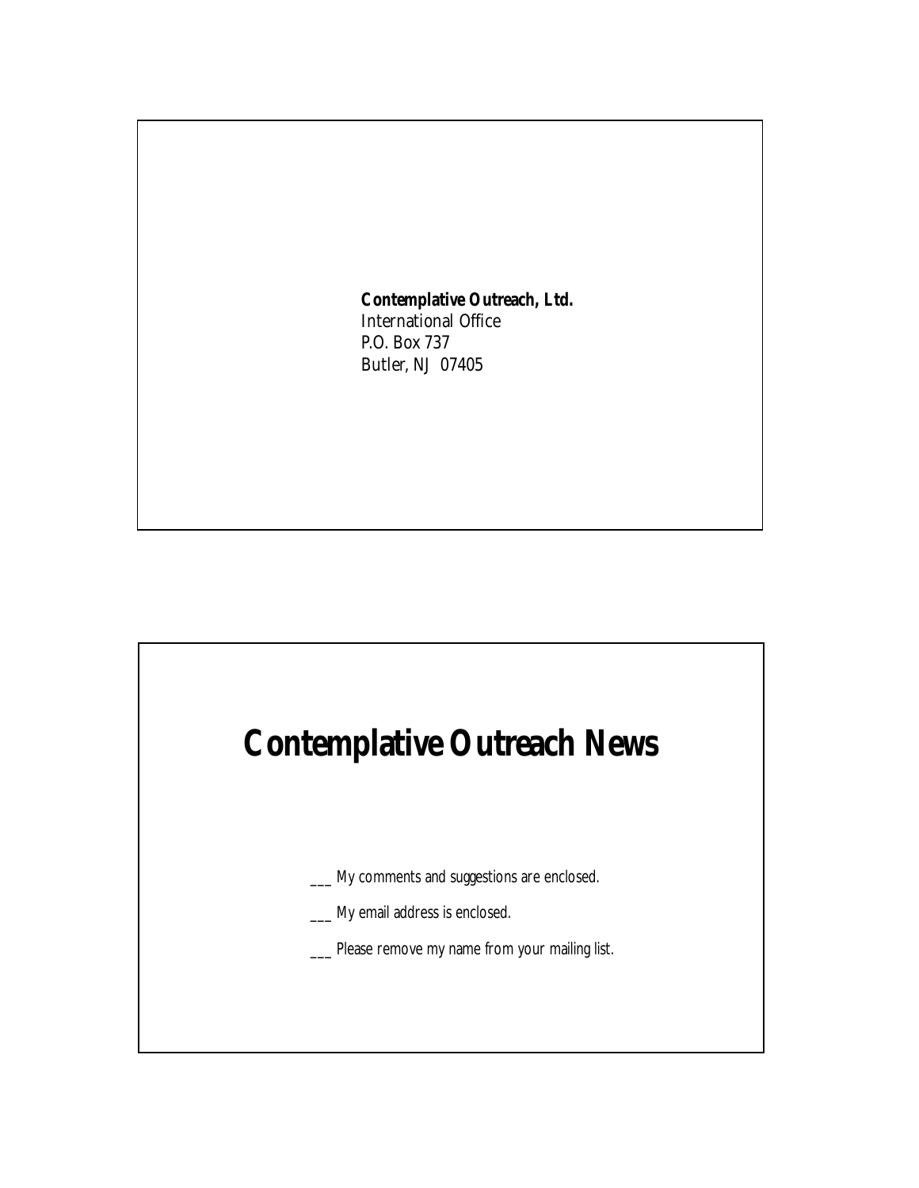**Contemplative Outreach, Ltd.**
International Office
P.O. Box 737
Butler, NJ 07405

# Contemplative Outreach News

___ My comments and suggestions are enclosed.

___ My email address is enclosed.

___ Please remove my name from your mailing list.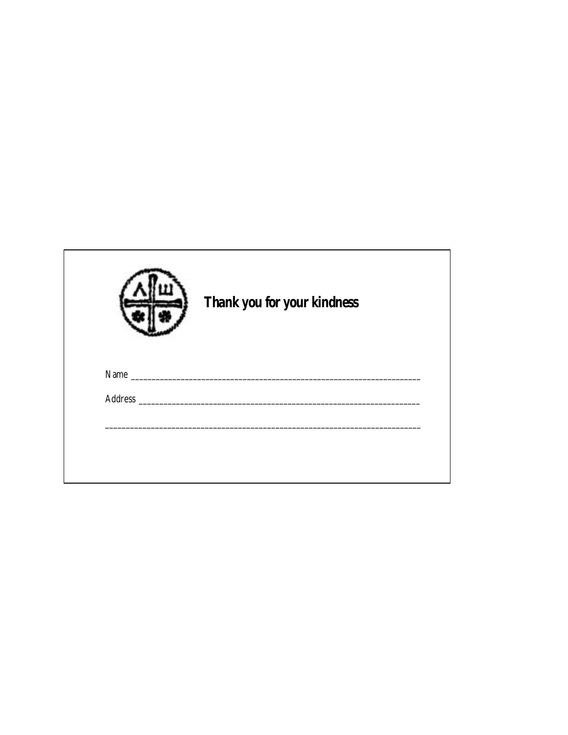**Thank you for your kindness**

Name ______________________________________________________________________

Address ____________________________________________________________________

___________________________________________________________________________